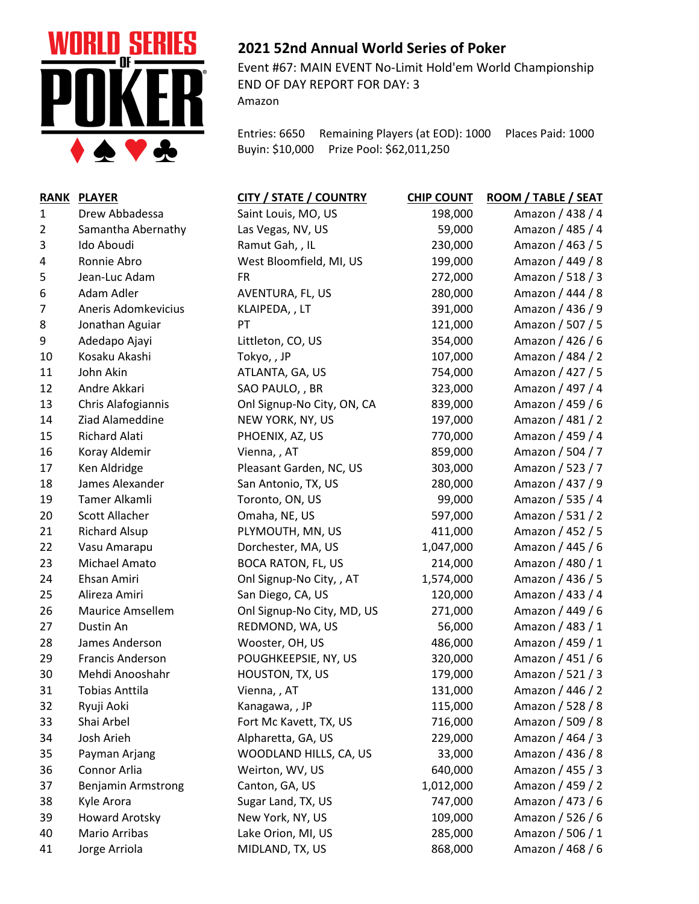## 2021 52nd Annual World Series of Poker

Event #67: MAIN EVENT No-Limit Hold'em World Championship
END OF DAY REPORT FOR DAY: 3
Amazon

Entries: 6650 Remaining Players (at EOD): 1000 Places Paid: 1000
Buyin: $10,000 Prize Pool: $62,011,250

| RANK | PLAYER | CITY / STATE / COUNTRY | CHIP COUNT | ROOM / TABLE / SEAT |
|---|---|---|---|---|
| 1 | Drew Abbadessa | Saint Louis, MO, US | 198,000 | Amazon / 438 / 4 |
| 2 | Samantha Abernathy | Las Vegas, NV, US | 59,000 | Amazon / 485 / 4 |
| 3 | Ido Aboudi | Ramut Gah, , IL | 230,000 | Amazon / 463 / 5 |
| 4 | Ronnie Abro | West Bloomfield, MI, US | 199,000 | Amazon / 449 / 8 |
| 5 | Jean-Luc Adam | FR | 272,000 | Amazon / 518 / 3 |
| 6 | Adam Adler | AVENTURA, FL, US | 280,000 | Amazon / 444 / 8 |
| 7 | Aneris Adomkevicius | KLAIPEDA, , LT | 391,000 | Amazon / 436 / 9 |
| 8 | Jonathan Aguiar | PT | 121,000 | Amazon / 507 / 5 |
| 9 | Adedapo Ajayi | Littleton, CO, US | 354,000 | Amazon / 426 / 6 |
| 10 | Kosaku Akashi | Tokyo, , JP | 107,000 | Amazon / 484 / 2 |
| 11 | John Akin | ATLANTA, GA, US | 754,000 | Amazon / 427 / 5 |
| 12 | Andre Akkari | SAO PAULO, , BR | 323,000 | Amazon / 497 / 4 |
| 13 | Chris Alafogiannis | Onl Signup-No City, ON, CA | 839,000 | Amazon / 459 / 6 |
| 14 | Ziad Alameddine | NEW YORK, NY, US | 197,000 | Amazon / 481 / 2 |
| 15 | Richard Alati | PHOENIX, AZ, US | 770,000 | Amazon / 459 / 4 |
| 16 | Koray Aldemir | Vienna, , AT | 859,000 | Amazon / 504 / 7 |
| 17 | Ken Aldridge | Pleasant Garden, NC, US | 303,000 | Amazon / 523 / 7 |
| 18 | James Alexander | San Antonio, TX, US | 280,000 | Amazon / 437 / 9 |
| 19 | Tamer Alkamli | Toronto, ON, US | 99,000 | Amazon / 535 / 4 |
| 20 | Scott Allacher | Omaha, NE, US | 597,000 | Amazon / 531 / 2 |
| 21 | Richard Alsup | PLYMOUTH, MN, US | 411,000 | Amazon / 452 / 5 |
| 22 | Vasu Amarapu | Dorchester, MA, US | 1,047,000 | Amazon / 445 / 6 |
| 23 | Michael Amato | BOCA RATON, FL, US | 214,000 | Amazon / 480 / 1 |
| 24 | Ehsan Amiri | Onl Signup-No City, , AT | 1,574,000 | Amazon / 436 / 5 |
| 25 | Alireza Amiri | San Diego, CA, US | 120,000 | Amazon / 433 / 4 |
| 26 | Maurice Amsellem | Onl Signup-No City, MD, US | 271,000 | Amazon / 449 / 6 |
| 27 | Dustin An | REDMOND, WA, US | 56,000 | Amazon / 483 / 1 |
| 28 | James Anderson | Wooster, OH, US | 486,000 | Amazon / 459 / 1 |
| 29 | Francis Anderson | POUGHKEEPSIE, NY, US | 320,000 | Amazon / 451 / 6 |
| 30 | Mehdi Anooshahr | HOUSTON, TX, US | 179,000 | Amazon / 521 / 3 |
| 31 | Tobias Anttila | Vienna, , AT | 131,000 | Amazon / 446 / 2 |
| 32 | Ryuji Aoki | Kanagawa, , JP | 115,000 | Amazon / 528 / 8 |
| 33 | Shai Arbel | Fort Mc Kavett, TX, US | 716,000 | Amazon / 509 / 8 |
| 34 | Josh Arieh | Alpharetta, GA, US | 229,000 | Amazon / 464 / 3 |
| 35 | Payman Arjang | WOODLAND HILLS, CA, US | 33,000 | Amazon / 436 / 8 |
| 36 | Connor Arlia | Weirton, WV, US | 640,000 | Amazon / 455 / 3 |
| 37 | Benjamin Armstrong | Canton, GA, US | 1,012,000 | Amazon / 459 / 2 |
| 38 | Kyle Arora | Sugar Land, TX, US | 747,000 | Amazon / 473 / 6 |
| 39 | Howard Arotsky | New York, NY, US | 109,000 | Amazon / 526 / 6 |
| 40 | Mario Arribas | Lake Orion, MI, US | 285,000 | Amazon / 506 / 1 |
| 41 | Jorge Arriola | MIDLAND, TX, US | 868,000 | Amazon / 468 / 6 |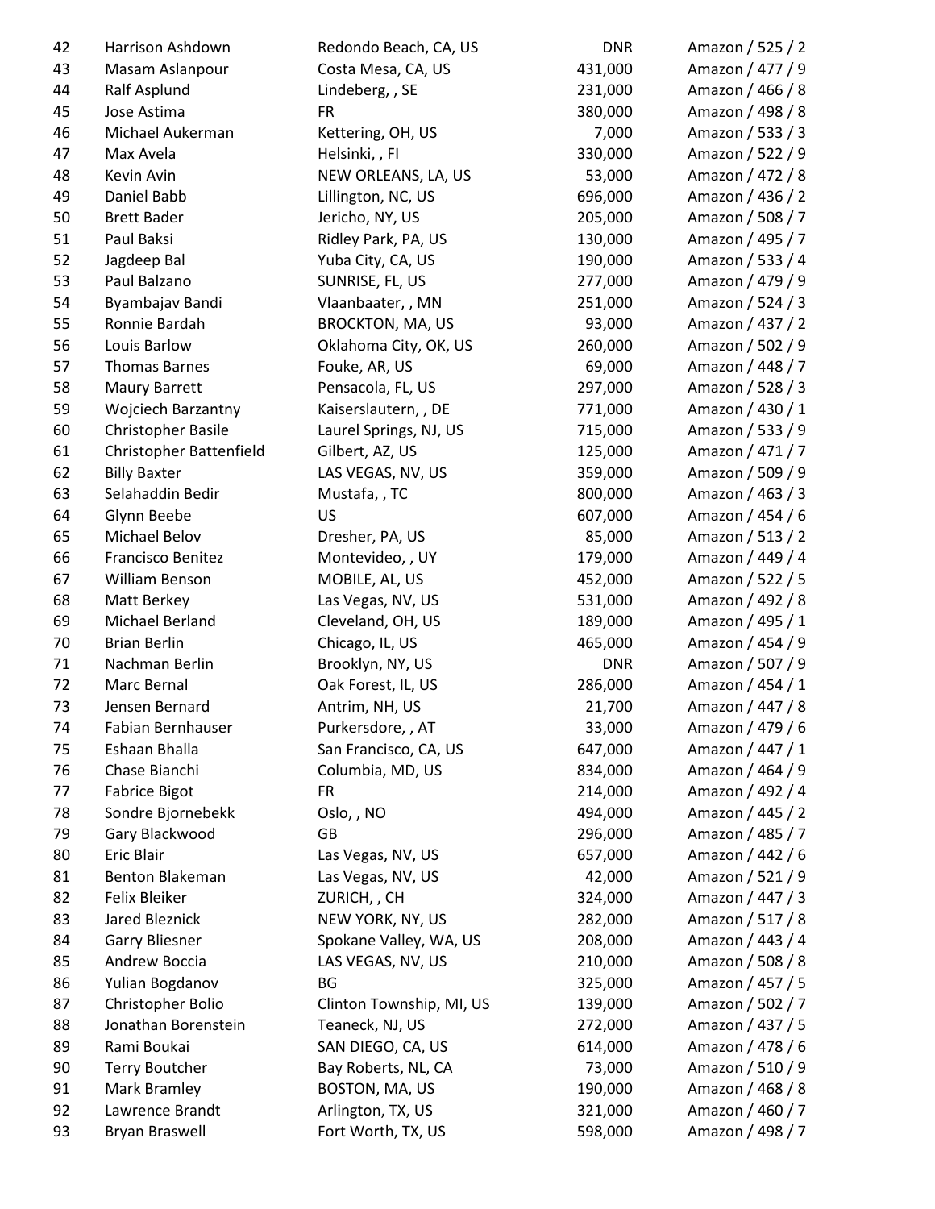| | | | | |
|---|---|---|---|---|
| 42 | Harrison Ashdown | Redondo Beach, CA, US | DNR | Amazon / 525 / 2 |
| 43 | Masam Aslanpour | Costa Mesa, CA, US | 431,000 | Amazon / 477 / 9 |
| 44 | Ralf Asplund | Lindeberg, , SE | 231,000 | Amazon / 466 / 8 |
| 45 | Jose Astima | FR | 380,000 | Amazon / 498 / 8 |
| 46 | Michael Aukerman | Kettering, OH, US | 7,000 | Amazon / 533 / 3 |
| 47 | Max Avela | Helsinki, , FI | 330,000 | Amazon / 522 / 9 |
| 48 | Kevin Avin | NEW ORLEANS, LA, US | 53,000 | Amazon / 472 / 8 |
| 49 | Daniel Babb | Lillington, NC, US | 696,000 | Amazon / 436 / 2 |
| 50 | Brett Bader | Jericho, NY, US | 205,000 | Amazon / 508 / 7 |
| 51 | Paul Baksi | Ridley Park, PA, US | 130,000 | Amazon / 495 / 7 |
| 52 | Jagdeep Bal | Yuba City, CA, US | 190,000 | Amazon / 533 / 4 |
| 53 | Paul Balzano | SUNRISE, FL, US | 277,000 | Amazon / 479 / 9 |
| 54 | Byambajav Bandi | Vlaanbaater, , MN | 251,000 | Amazon / 524 / 3 |
| 55 | Ronnie Bardah | BROCKTON, MA, US | 93,000 | Amazon / 437 / 2 |
| 56 | Louis Barlow | Oklahoma City, OK, US | 260,000 | Amazon / 502 / 9 |
| 57 | Thomas Barnes | Fouke, AR, US | 69,000 | Amazon / 448 / 7 |
| 58 | Maury Barrett | Pensacola, FL, US | 297,000 | Amazon / 528 / 3 |
| 59 | Wojciech Barzantny | Kaiserslautern, , DE | 771,000 | Amazon / 430 / 1 |
| 60 | Christopher Basile | Laurel Springs, NJ, US | 715,000 | Amazon / 533 / 9 |
| 61 | Christopher Battenfield | Gilbert, AZ, US | 125,000 | Amazon / 471 / 7 |
| 62 | Billy Baxter | LAS VEGAS, NV, US | 359,000 | Amazon / 509 / 9 |
| 63 | Selahaddin Bedir | Mustafa, , TC | 800,000 | Amazon / 463 / 3 |
| 64 | Glynn Beebe | US | 607,000 | Amazon / 454 / 6 |
| 65 | Michael Belov | Dresher, PA, US | 85,000 | Amazon / 513 / 2 |
| 66 | Francisco Benitez | Montevideo, , UY | 179,000 | Amazon / 449 / 4 |
| 67 | William Benson | MOBILE, AL, US | 452,000 | Amazon / 522 / 5 |
| 68 | Matt Berkey | Las Vegas, NV, US | 531,000 | Amazon / 492 / 8 |
| 69 | Michael Berland | Cleveland, OH, US | 189,000 | Amazon / 495 / 1 |
| 70 | Brian Berlin | Chicago, IL, US | 465,000 | Amazon / 454 / 9 |
| 71 | Nachman Berlin | Brooklyn, NY, US | DNR | Amazon / 507 / 9 |
| 72 | Marc Bernal | Oak Forest, IL, US | 286,000 | Amazon / 454 / 1 |
| 73 | Jensen Bernard | Antrim, NH, US | 21,700 | Amazon / 447 / 8 |
| 74 | Fabian Bernhauser | Purkersdore, , AT | 33,000 | Amazon / 479 / 6 |
| 75 | Eshaan Bhalla | San Francisco, CA, US | 647,000 | Amazon / 447 / 1 |
| 76 | Chase Bianchi | Columbia, MD, US | 834,000 | Amazon / 464 / 9 |
| 77 | Fabrice Bigot | FR | 214,000 | Amazon / 492 / 4 |
| 78 | Sondre Bjornebekk | Oslo, , NO | 494,000 | Amazon / 445 / 2 |
| 79 | Gary Blackwood | GB | 296,000 | Amazon / 485 / 7 |
| 80 | Eric Blair | Las Vegas, NV, US | 657,000 | Amazon / 442 / 6 |
| 81 | Benton Blakeman | Las Vegas, NV, US | 42,000 | Amazon / 521 / 9 |
| 82 | Felix Bleiker | ZURICH, , CH | 324,000 | Amazon / 447 / 3 |
| 83 | Jared Bleznick | NEW YORK, NY, US | 282,000 | Amazon / 517 / 8 |
| 84 | Garry Bliesner | Spokane Valley, WA, US | 208,000 | Amazon / 443 / 4 |
| 85 | Andrew Boccia | LAS VEGAS, NV, US | 210,000 | Amazon / 508 / 8 |
| 86 | Yulian Bogdanov | BG | 325,000 | Amazon / 457 / 5 |
| 87 | Christopher Bolio | Clinton Township, MI, US | 139,000 | Amazon / 502 / 7 |
| 88 | Jonathan Borenstein | Teaneck, NJ, US | 272,000 | Amazon / 437 / 5 |
| 89 | Rami Boukai | SAN DIEGO, CA, US | 614,000 | Amazon / 478 / 6 |
| 90 | Terry Boutcher | Bay Roberts, NL, CA | 73,000 | Amazon / 510 / 9 |
| 91 | Mark Bramley | BOSTON, MA, US | 190,000 | Amazon / 468 / 8 |
| 92 | Lawrence Brandt | Arlington, TX, US | 321,000 | Amazon / 460 / 7 |
| 93 | Bryan Braswell | Fort Worth, TX, US | 598,000 | Amazon / 498 / 7 |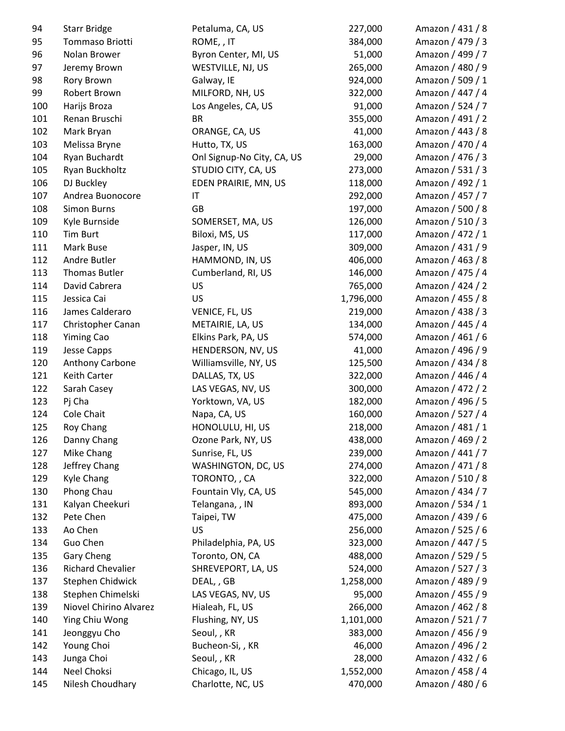| | | | | |
|---|---|---|---|---|
| 94 | Starr Bridge | Petaluma, CA, US | 227,000 | Amazon / 431 / 8 |
| 95 | Tommaso Briotti | ROME, , IT | 384,000 | Amazon / 479 / 3 |
| 96 | Nolan Brower | Byron Center, MI, US | 51,000 | Amazon / 499 / 7 |
| 97 | Jeremy Brown | WESTVILLE, NJ, US | 265,000 | Amazon / 480 / 9 |
| 98 | Rory Brown | Galway, IE | 924,000 | Amazon / 509 / 1 |
| 99 | Robert Brown | MILFORD, NH, US | 322,000 | Amazon / 447 / 4 |
| 100 | Harijs Broza | Los Angeles, CA, US | 91,000 | Amazon / 524 / 7 |
| 101 | Renan Bruschi | BR | 355,000 | Amazon / 491 / 2 |
| 102 | Mark Bryan | ORANGE, CA, US | 41,000 | Amazon / 443 / 8 |
| 103 | Melissa Bryne | Hutto, TX, US | 163,000 | Amazon / 470 / 4 |
| 104 | Ryan Buchardt | Onl Signup-No City, CA, US | 29,000 | Amazon / 476 / 3 |
| 105 | Ryan Buckholtz | STUDIO CITY, CA, US | 273,000 | Amazon / 531 / 3 |
| 106 | DJ Buckley | EDEN PRAIRIE, MN, US | 118,000 | Amazon / 492 / 1 |
| 107 | Andrea Buonocore | IT | 292,000 | Amazon / 457 / 7 |
| 108 | Simon Burns | GB | 197,000 | Amazon / 500 / 8 |
| 109 | Kyle Burnside | SOMERSET, MA, US | 126,000 | Amazon / 510 / 3 |
| 110 | Tim Burt | Biloxi, MS, US | 117,000 | Amazon / 472 / 1 |
| 111 | Mark Buse | Jasper, IN, US | 309,000 | Amazon / 431 / 9 |
| 112 | Andre Butler | HAMMOND, IN, US | 406,000 | Amazon / 463 / 8 |
| 113 | Thomas Butler | Cumberland, RI, US | 146,000 | Amazon / 475 / 4 |
| 114 | David Cabrera | US | 765,000 | Amazon / 424 / 2 |
| 115 | Jessica Cai | US | 1,796,000 | Amazon / 455 / 8 |
| 116 | James Calderaro | VENICE, FL, US | 219,000 | Amazon / 438 / 3 |
| 117 | Christopher Canan | METAIRIE, LA, US | 134,000 | Amazon / 445 / 4 |
| 118 | Yiming Cao | Elkins Park, PA, US | 574,000 | Amazon / 461 / 6 |
| 119 | Jesse Capps | HENDERSON, NV, US | 41,000 | Amazon / 496 / 9 |
| 120 | Anthony Carbone | Williamsville, NY, US | 125,500 | Amazon / 434 / 8 |
| 121 | Keith Carter | DALLAS, TX, US | 322,000 | Amazon / 446 / 4 |
| 122 | Sarah Casey | LAS VEGAS, NV, US | 300,000 | Amazon / 472 / 2 |
| 123 | Pj Cha | Yorktown, VA, US | 182,000 | Amazon / 496 / 5 |
| 124 | Cole Chait | Napa, CA, US | 160,000 | Amazon / 527 / 4 |
| 125 | Roy Chang | HONOLULU, HI, US | 218,000 | Amazon / 481 / 1 |
| 126 | Danny Chang | Ozone Park, NY, US | 438,000 | Amazon / 469 / 2 |
| 127 | Mike Chang | Sunrise, FL, US | 239,000 | Amazon / 441 / 7 |
| 128 | Jeffrey Chang | WASHINGTON, DC, US | 274,000 | Amazon / 471 / 8 |
| 129 | Kyle Chang | TORONTO, , CA | 322,000 | Amazon / 510 / 8 |
| 130 | Phong Chau | Fountain Vly, CA, US | 545,000 | Amazon / 434 / 7 |
| 131 | Kalyan Cheekuri | Telangana, , IN | 893,000 | Amazon / 534 / 1 |
| 132 | Pete Chen | Taipei, TW | 475,000 | Amazon / 439 / 6 |
| 133 | Ao Chen | US | 256,000 | Amazon / 525 / 6 |
| 134 | Guo Chen | Philadelphia, PA, US | 323,000 | Amazon / 447 / 5 |
| 135 | Gary Cheng | Toronto, ON, CA | 488,000 | Amazon / 529 / 5 |
| 136 | Richard Chevalier | SHREVEPORT, LA, US | 524,000 | Amazon / 527 / 3 |
| 137 | Stephen Chidwick | DEAL, , GB | 1,258,000 | Amazon / 489 / 9 |
| 138 | Stephen Chimelski | LAS VEGAS, NV, US | 95,000 | Amazon / 455 / 9 |
| 139 | Niovel Chirino Alvarez | Hialeah, FL, US | 266,000 | Amazon / 462 / 8 |
| 140 | Ying Chiu Wong | Flushing, NY, US | 1,101,000 | Amazon / 521 / 7 |
| 141 | Jeonggyu Cho | Seoul, , KR | 383,000 | Amazon / 456 / 9 |
| 142 | Young Choi | Bucheon-Si, , KR | 46,000 | Amazon / 496 / 2 |
| 143 | Junga Choi | Seoul, , KR | 28,000 | Amazon / 432 / 6 |
| 144 | Neel Choksi | Chicago, IL, US | 1,552,000 | Amazon / 458 / 4 |
| 145 | Nilesh Choudhary | Charlotte, NC, US | 470,000 | Amazon / 480 / 6 |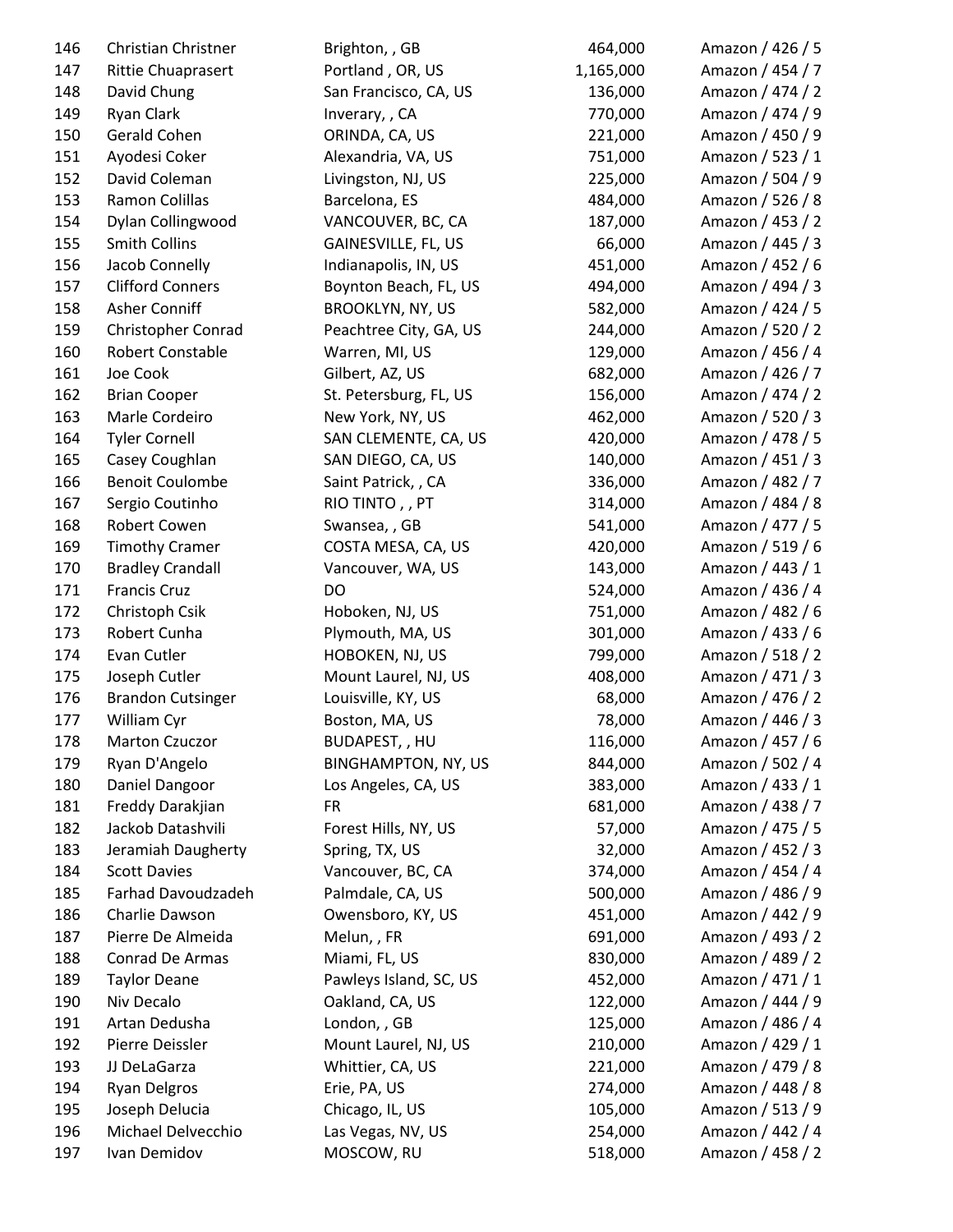| | | | | |
|---|---|---|---|---|
| 146 | Christian Christner | Brighton, , GB | 464,000 | Amazon / 426 / 5 |
| 147 | Rittie Chuaprasert | Portland , OR, US | 1,165,000 | Amazon / 454 / 7 |
| 148 | David Chung | San Francisco, CA, US | 136,000 | Amazon / 474 / 2 |
| 149 | Ryan Clark | Inverary, , CA | 770,000 | Amazon / 474 / 9 |
| 150 | Gerald Cohen | ORINDA, CA, US | 221,000 | Amazon / 450 / 9 |
| 151 | Ayodesi Coker | Alexandria, VA, US | 751,000 | Amazon / 523 / 1 |
| 152 | David Coleman | Livingston, NJ, US | 225,000 | Amazon / 504 / 9 |
| 153 | Ramon Colillas | Barcelona, ES | 484,000 | Amazon / 526 / 8 |
| 154 | Dylan Collingwood | VANCOUVER, BC, CA | 187,000 | Amazon / 453 / 2 |
| 155 | Smith Collins | GAINESVILLE, FL, US | 66,000 | Amazon / 445 / 3 |
| 156 | Jacob Connelly | Indianapolis, IN, US | 451,000 | Amazon / 452 / 6 |
| 157 | Clifford Conners | Boynton Beach, FL, US | 494,000 | Amazon / 494 / 3 |
| 158 | Asher Conniff | BROOKLYN, NY, US | 582,000 | Amazon / 424 / 5 |
| 159 | Christopher Conrad | Peachtree City, GA, US | 244,000 | Amazon / 520 / 2 |
| 160 | Robert Constable | Warren, MI, US | 129,000 | Amazon / 456 / 4 |
| 161 | Joe Cook | Gilbert, AZ, US | 682,000 | Amazon / 426 / 7 |
| 162 | Brian Cooper | St. Petersburg, FL, US | 156,000 | Amazon / 474 / 2 |
| 163 | Marle Cordeiro | New York, NY, US | 462,000 | Amazon / 520 / 3 |
| 164 | Tyler Cornell | SAN CLEMENTE, CA, US | 420,000 | Amazon / 478 / 5 |
| 165 | Casey Coughlan | SAN DIEGO, CA, US | 140,000 | Amazon / 451 / 3 |
| 166 | Benoit Coulombe | Saint Patrick, , CA | 336,000 | Amazon / 482 / 7 |
| 167 | Sergio Coutinho | RIO TINTO , , PT | 314,000 | Amazon / 484 / 8 |
| 168 | Robert Cowen | Swansea, , GB | 541,000 | Amazon / 477 / 5 |
| 169 | Timothy Cramer | COSTA MESA, CA, US | 420,000 | Amazon / 519 / 6 |
| 170 | Bradley Crandall | Vancouver, WA, US | 143,000 | Amazon / 443 / 1 |
| 171 | Francis Cruz | DO | 524,000 | Amazon / 436 / 4 |
| 172 | Christoph Csik | Hoboken, NJ, US | 751,000 | Amazon / 482 / 6 |
| 173 | Robert Cunha | Plymouth, MA, US | 301,000 | Amazon / 433 / 6 |
| 174 | Evan Cutler | HOBOKEN, NJ, US | 799,000 | Amazon / 518 / 2 |
| 175 | Joseph Cutler | Mount Laurel, NJ, US | 408,000 | Amazon / 471 / 3 |
| 176 | Brandon Cutsinger | Louisville, KY, US | 68,000 | Amazon / 476 / 2 |
| 177 | William Cyr | Boston, MA, US | 78,000 | Amazon / 446 / 3 |
| 178 | Marton Czuczor | BUDAPEST, , HU | 116,000 | Amazon / 457 / 6 |
| 179 | Ryan D'Angelo | BINGHAMPTON, NY, US | 844,000 | Amazon / 502 / 4 |
| 180 | Daniel Dangoor | Los Angeles, CA, US | 383,000 | Amazon / 433 / 1 |
| 181 | Freddy Darakjian | FR | 681,000 | Amazon / 438 / 7 |
| 182 | Jackob Datashvili | Forest Hills, NY, US | 57,000 | Amazon / 475 / 5 |
| 183 | Jeramiah Daugherty | Spring, TX, US | 32,000 | Amazon / 452 / 3 |
| 184 | Scott Davies | Vancouver, BC, CA | 374,000 | Amazon / 454 / 4 |
| 185 | Farhad Davoudzadeh | Palmdale, CA, US | 500,000 | Amazon / 486 / 9 |
| 186 | Charlie Dawson | Owensboro, KY, US | 451,000 | Amazon / 442 / 9 |
| 187 | Pierre De Almeida | Melun, , FR | 691,000 | Amazon / 493 / 2 |
| 188 | Conrad De Armas | Miami, FL, US | 830,000 | Amazon / 489 / 2 |
| 189 | Taylor Deane | Pawleys Island, SC, US | 452,000 | Amazon / 471 / 1 |
| 190 | Niv Decalo | Oakland, CA, US | 122,000 | Amazon / 444 / 9 |
| 191 | Artan Dedusha | London, , GB | 125,000 | Amazon / 486 / 4 |
| 192 | Pierre Deissler | Mount Laurel, NJ, US | 210,000 | Amazon / 429 / 1 |
| 193 | JJ DeLaGarza | Whittier, CA, US | 221,000 | Amazon / 479 / 8 |
| 194 | Ryan Delgros | Erie, PA, US | 274,000 | Amazon / 448 / 8 |
| 195 | Joseph Delucia | Chicago, IL, US | 105,000 | Amazon / 513 / 9 |
| 196 | Michael Delvecchio | Las Vegas, NV, US | 254,000 | Amazon / 442 / 4 |
| 197 | Ivan Demidov | MOSCOW, RU | 518,000 | Amazon / 458 / 2 |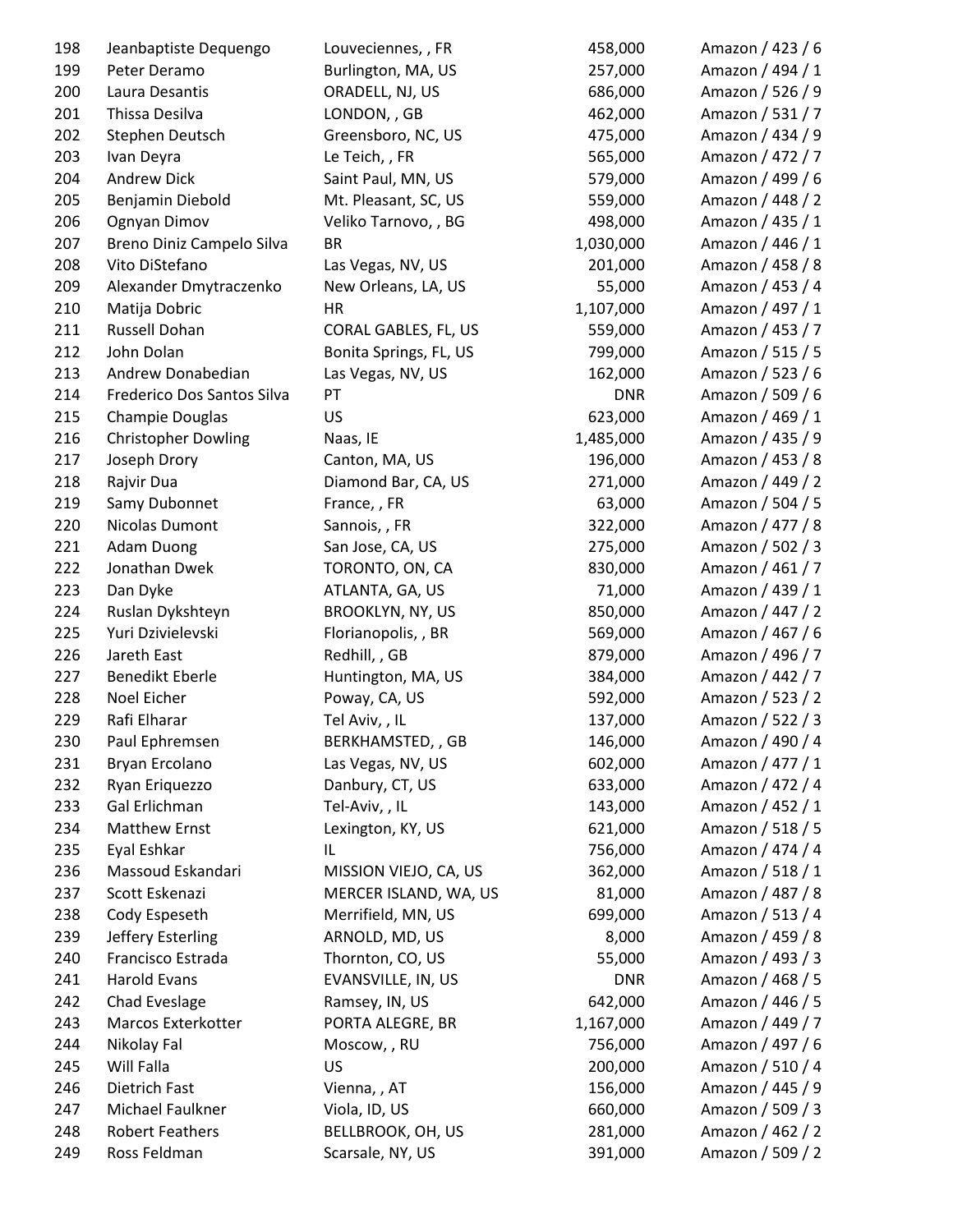| 198 | Jeanbaptiste Dequengo | Louveciennes, , FR | 458,000 | Amazon / 423 / 6 |
|---|---|---|---|---|
| 199 | Peter Deramo | Burlington, MA, US | 257,000 | Amazon / 494 / 1 |
| 200 | Laura Desantis | ORADELL, NJ, US | 686,000 | Amazon / 526 / 9 |
| 201 | Thissa Desilva | LONDON, , GB | 462,000 | Amazon / 531 / 7 |
| 202 | Stephen Deutsch | Greensboro, NC, US | 475,000 | Amazon / 434 / 9 |
| 203 | Ivan Deyra | Le Teich, , FR | 565,000 | Amazon / 472 / 7 |
| 204 | Andrew Dick | Saint Paul, MN, US | 579,000 | Amazon / 499 / 6 |
| 205 | Benjamin Diebold | Mt. Pleasant, SC, US | 559,000 | Amazon / 448 / 2 |
| 206 | Ognyan Dimov | Veliko Tarnovo, , BG | 498,000 | Amazon / 435 / 1 |
| 207 | Breno Diniz Campelo Silva | BR | 1,030,000 | Amazon / 446 / 1 |
| 208 | Vito DiStefano | Las Vegas, NV, US | 201,000 | Amazon / 458 / 8 |
| 209 | Alexander Dmytraczenko | New Orleans, LA, US | 55,000 | Amazon / 453 / 4 |
| 210 | Matija Dobric | HR | 1,107,000 | Amazon / 497 / 1 |
| 211 | Russell Dohan | CORAL GABLES, FL, US | 559,000 | Amazon / 453 / 7 |
| 212 | John Dolan | Bonita Springs, FL, US | 799,000 | Amazon / 515 / 5 |
| 213 | Andrew Donabedian | Las Vegas, NV, US | 162,000 | Amazon / 523 / 6 |
| 214 | Frederico Dos Santos Silva | PT | DNR | Amazon / 509 / 6 |
| 215 | Champie Douglas | US | 623,000 | Amazon / 469 / 1 |
| 216 | Christopher Dowling | Naas, IE | 1,485,000 | Amazon / 435 / 9 |
| 217 | Joseph Drory | Canton, MA, US | 196,000 | Amazon / 453 / 8 |
| 218 | Rajvir Dua | Diamond Bar, CA, US | 271,000 | Amazon / 449 / 2 |
| 219 | Samy Dubonnet | France, , FR | 63,000 | Amazon / 504 / 5 |
| 220 | Nicolas Dumont | Sannois, , FR | 322,000 | Amazon / 477 / 8 |
| 221 | Adam Duong | San Jose, CA, US | 275,000 | Amazon / 502 / 3 |
| 222 | Jonathan Dwek | TORONTO, ON, CA | 830,000 | Amazon / 461 / 7 |
| 223 | Dan Dyke | ATLANTA, GA, US | 71,000 | Amazon / 439 / 1 |
| 224 | Ruslan Dykshteyn | BROOKLYN, NY, US | 850,000 | Amazon / 447 / 2 |
| 225 | Yuri Dzivielevski | Florianopolis, , BR | 569,000 | Amazon / 467 / 6 |
| 226 | Jareth East | Redhill, , GB | 879,000 | Amazon / 496 / 7 |
| 227 | Benedikt Eberle | Huntington, MA, US | 384,000 | Amazon / 442 / 7 |
| 228 | Noel Eicher | Poway, CA, US | 592,000 | Amazon / 523 / 2 |
| 229 | Rafi Elharar | Tel Aviv, , IL | 137,000 | Amazon / 522 / 3 |
| 230 | Paul Ephremsen | BERKHAMSTED, , GB | 146,000 | Amazon / 490 / 4 |
| 231 | Bryan Ercolano | Las Vegas, NV, US | 602,000 | Amazon / 477 / 1 |
| 232 | Ryan Eriquezzo | Danbury, CT, US | 633,000 | Amazon / 472 / 4 |
| 233 | Gal Erlichman | Tel-Aviv, , IL | 143,000 | Amazon / 452 / 1 |
| 234 | Matthew Ernst | Lexington, KY, US | 621,000 | Amazon / 518 / 5 |
| 235 | Eyal Eshkar | IL | 756,000 | Amazon / 474 / 4 |
| 236 | Massoud Eskandari | MISSION VIEJO, CA, US | 362,000 | Amazon / 518 / 1 |
| 237 | Scott Eskenazi | MERCER ISLAND, WA, US | 81,000 | Amazon / 487 / 8 |
| 238 | Cody Espeseth | Merrifield, MN, US | 699,000 | Amazon / 513 / 4 |
| 239 | Jeffery Esterling | ARNOLD, MD, US | 8,000 | Amazon / 459 / 8 |
| 240 | Francisco Estrada | Thornton, CO, US | 55,000 | Amazon / 493 / 3 |
| 241 | Harold Evans | EVANSVILLE, IN, US | DNR | Amazon / 468 / 5 |
| 242 | Chad Eveslage | Ramsey, IN, US | 642,000 | Amazon / 446 / 5 |
| 243 | Marcos Exterkotter | PORTA ALEGRE, BR | 1,167,000 | Amazon / 449 / 7 |
| 244 | Nikolay Fal | Moscow, , RU | 756,000 | Amazon / 497 / 6 |
| 245 | Will Falla | US | 200,000 | Amazon / 510 / 4 |
| 246 | Dietrich Fast | Vienna, , AT | 156,000 | Amazon / 445 / 9 |
| 247 | Michael Faulkner | Viola, ID, US | 660,000 | Amazon / 509 / 3 |
| 248 | Robert Feathers | BELLBROOK, OH, US | 281,000 | Amazon / 462 / 2 |
| 249 | Ross Feldman | Scarsale, NY, US | 391,000 | Amazon / 509 / 2 |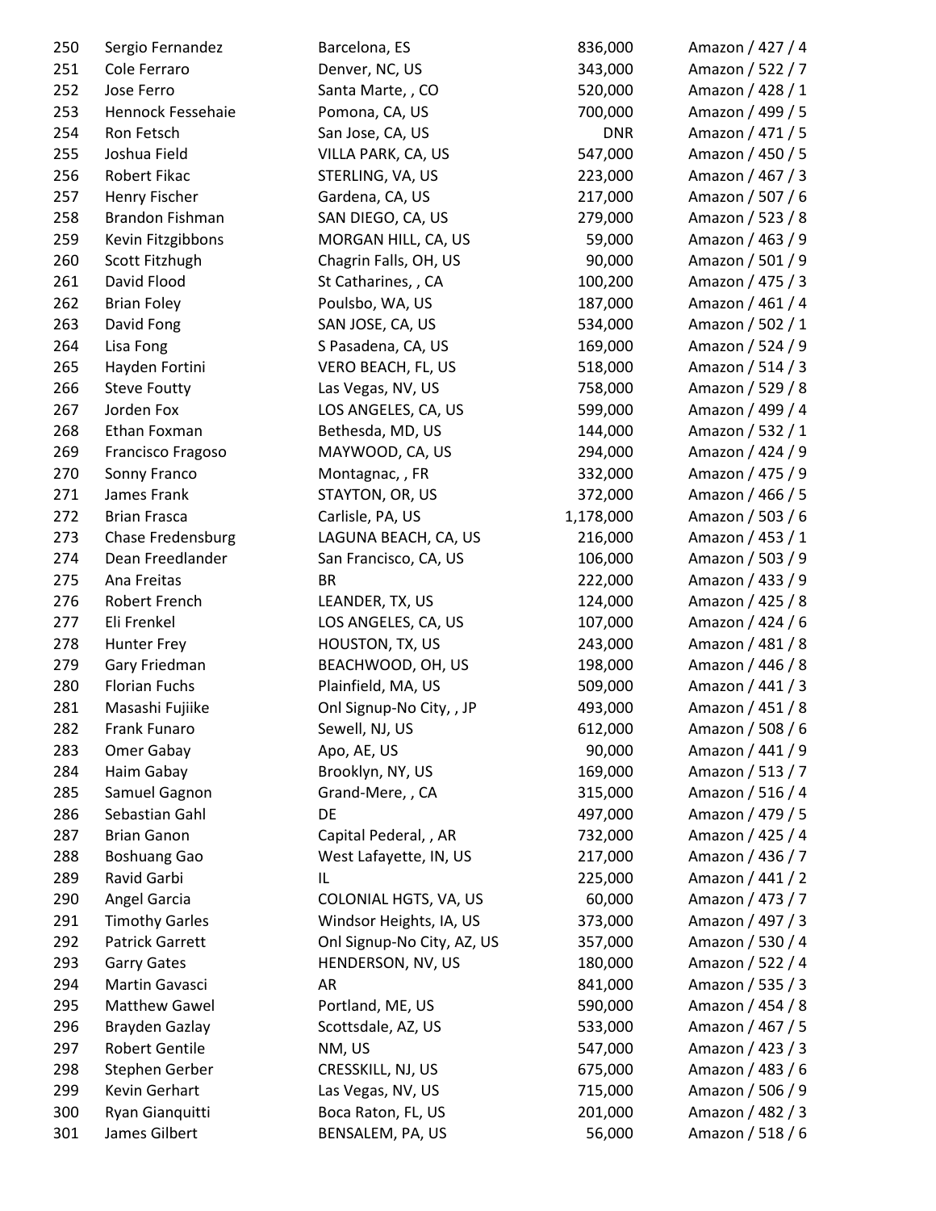| | | | | |
|---|---|---|---|---|
| 250 | Sergio Fernandez | Barcelona, ES | 836,000 | Amazon / 427 / 4 |
| 251 | Cole Ferraro | Denver, NC, US | 343,000 | Amazon / 522 / 7 |
| 252 | Jose Ferro | Santa Marte, , CO | 520,000 | Amazon / 428 / 1 |
| 253 | Hennock Fessehaie | Pomona, CA, US | 700,000 | Amazon / 499 / 5 |
| 254 | Ron Fetsch | San Jose, CA, US | DNR | Amazon / 471 / 5 |
| 255 | Joshua Field | VILLA PARK, CA, US | 547,000 | Amazon / 450 / 5 |
| 256 | Robert Fikac | STERLING, VA, US | 223,000 | Amazon / 467 / 3 |
| 257 | Henry Fischer | Gardena, CA, US | 217,000 | Amazon / 507 / 6 |
| 258 | Brandon Fishman | SAN DIEGO, CA, US | 279,000 | Amazon / 523 / 8 |
| 259 | Kevin Fitzgibbons | MORGAN HILL, CA, US | 59,000 | Amazon / 463 / 9 |
| 260 | Scott Fitzhugh | Chagrin Falls, OH, US | 90,000 | Amazon / 501 / 9 |
| 261 | David Flood | St Catharines, , CA | 100,200 | Amazon / 475 / 3 |
| 262 | Brian Foley | Poulsbo, WA, US | 187,000 | Amazon / 461 / 4 |
| 263 | David Fong | SAN JOSE, CA, US | 534,000 | Amazon / 502 / 1 |
| 264 | Lisa Fong | S Pasadena, CA, US | 169,000 | Amazon / 524 / 9 |
| 265 | Hayden Fortini | VERO BEACH, FL, US | 518,000 | Amazon / 514 / 3 |
| 266 | Steve Foutty | Las Vegas, NV, US | 758,000 | Amazon / 529 / 8 |
| 267 | Jorden Fox | LOS ANGELES, CA, US | 599,000 | Amazon / 499 / 4 |
| 268 | Ethan Foxman | Bethesda, MD, US | 144,000 | Amazon / 532 / 1 |
| 269 | Francisco Fragoso | MAYWOOD, CA, US | 294,000 | Amazon / 424 / 9 |
| 270 | Sonny Franco | Montagnac, , FR | 332,000 | Amazon / 475 / 9 |
| 271 | James Frank | STAYTON, OR, US | 372,000 | Amazon / 466 / 5 |
| 272 | Brian Frasca | Carlisle, PA, US | 1,178,000 | Amazon / 503 / 6 |
| 273 | Chase Fredensburg | LAGUNA BEACH, CA, US | 216,000 | Amazon / 453 / 1 |
| 274 | Dean Freedlander | San Francisco, CA, US | 106,000 | Amazon / 503 / 9 |
| 275 | Ana Freitas | BR | 222,000 | Amazon / 433 / 9 |
| 276 | Robert French | LEANDER, TX, US | 124,000 | Amazon / 425 / 8 |
| 277 | Eli Frenkel | LOS ANGELES, CA, US | 107,000 | Amazon / 424 / 6 |
| 278 | Hunter Frey | HOUSTON, TX, US | 243,000 | Amazon / 481 / 8 |
| 279 | Gary Friedman | BEACHWOOD, OH, US | 198,000 | Amazon / 446 / 8 |
| 280 | Florian Fuchs | Plainfield, MA, US | 509,000 | Amazon / 441 / 3 |
| 281 | Masashi Fujiike | Onl Signup-No City, , JP | 493,000 | Amazon / 451 / 8 |
| 282 | Frank Funaro | Sewell, NJ, US | 612,000 | Amazon / 508 / 6 |
| 283 | Omer Gabay | Apo, AE, US | 90,000 | Amazon / 441 / 9 |
| 284 | Haim Gabay | Brooklyn, NY, US | 169,000 | Amazon / 513 / 7 |
| 285 | Samuel Gagnon | Grand-Mere, , CA | 315,000 | Amazon / 516 / 4 |
| 286 | Sebastian Gahl | DE | 497,000 | Amazon / 479 / 5 |
| 287 | Brian Ganon | Capital Pederal, , AR | 732,000 | Amazon / 425 / 4 |
| 288 | Boshuang Gao | West Lafayette, IN, US | 217,000 | Amazon / 436 / 7 |
| 289 | Ravid Garbi | IL | 225,000 | Amazon / 441 / 2 |
| 290 | Angel Garcia | COLONIAL HGTS, VA, US | 60,000 | Amazon / 473 / 7 |
| 291 | Timothy Garles | Windsor Heights, IA, US | 373,000 | Amazon / 497 / 3 |
| 292 | Patrick Garrett | Onl Signup-No City, AZ, US | 357,000 | Amazon / 530 / 4 |
| 293 | Garry Gates | HENDERSON, NV, US | 180,000 | Amazon / 522 / 4 |
| 294 | Martin Gavasci | AR | 841,000 | Amazon / 535 / 3 |
| 295 | Matthew Gawel | Portland, ME, US | 590,000 | Amazon / 454 / 8 |
| 296 | Brayden Gazlay | Scottsdale, AZ, US | 533,000 | Amazon / 467 / 5 |
| 297 | Robert Gentile | NM, US | 547,000 | Amazon / 423 / 3 |
| 298 | Stephen Gerber | CRESSKILL, NJ, US | 675,000 | Amazon / 483 / 6 |
| 299 | Kevin Gerhart | Las Vegas, NV, US | 715,000 | Amazon / 506 / 9 |
| 300 | Ryan Gianquitti | Boca Raton, FL, US | 201,000 | Amazon / 482 / 3 |
| 301 | James Gilbert | BENSALEM, PA, US | 56,000 | Amazon / 518 / 6 |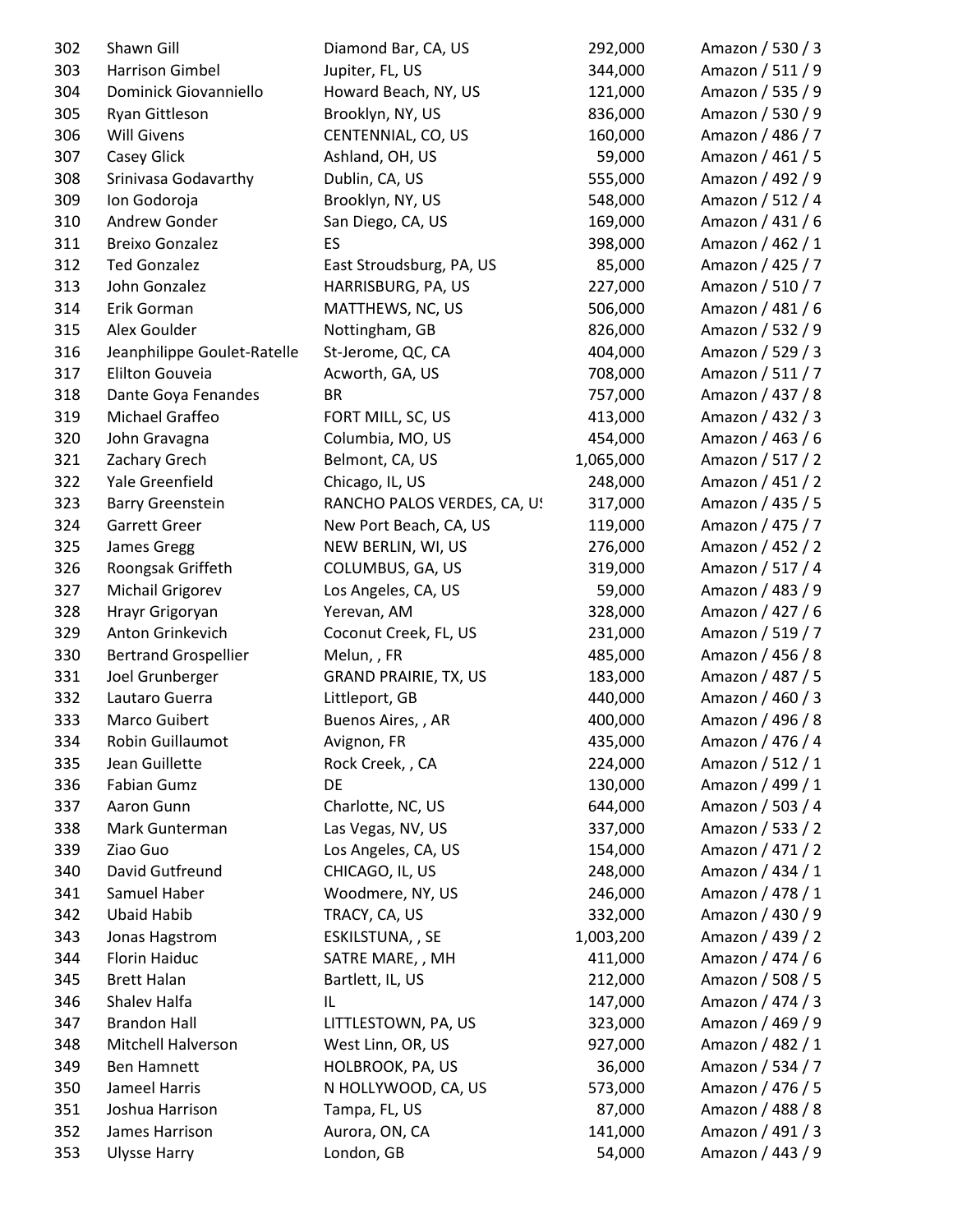| | | | | |
|---|---|---|---|---|
| 302 | Shawn Gill | Diamond Bar, CA, US | 292,000 | Amazon / 530 / 3 |
| 303 | Harrison Gimbel | Jupiter, FL, US | 344,000 | Amazon / 511 / 9 |
| 304 | Dominick Giovanniello | Howard Beach, NY, US | 121,000 | Amazon / 535 / 9 |
| 305 | Ryan Gittleson | Brooklyn, NY, US | 836,000 | Amazon / 530 / 9 |
| 306 | Will Givens | CENTENNIAL, CO, US | 160,000 | Amazon / 486 / 7 |
| 307 | Casey Glick | Ashland, OH, US | 59,000 | Amazon / 461 / 5 |
| 308 | Srinivasa Godavarthy | Dublin, CA, US | 555,000 | Amazon / 492 / 9 |
| 309 | Ion Godoroja | Brooklyn, NY, US | 548,000 | Amazon / 512 / 4 |
| 310 | Andrew Gonder | San Diego, CA, US | 169,000 | Amazon / 431 / 6 |
| 311 | Breixo Gonzalez | ES | 398,000 | Amazon / 462 / 1 |
| 312 | Ted Gonzalez | East Stroudsburg, PA, US | 85,000 | Amazon / 425 / 7 |
| 313 | John Gonzalez | HARRISBURG, PA, US | 227,000 | Amazon / 510 / 7 |
| 314 | Erik Gorman | MATTHEWS, NC, US | 506,000 | Amazon / 481 / 6 |
| 315 | Alex Goulder | Nottingham, GB | 826,000 | Amazon / 532 / 9 |
| 316 | Jeanphilippe Goulet-Ratelle | St-Jerome, QC, CA | 404,000 | Amazon / 529 / 3 |
| 317 | Elilton Gouveia | Acworth, GA, US | 708,000 | Amazon / 511 / 7 |
| 318 | Dante Goya Fenandes | BR | 757,000 | Amazon / 437 / 8 |
| 319 | Michael Graffeo | FORT MILL, SC, US | 413,000 | Amazon / 432 / 3 |
| 320 | John Gravagna | Columbia, MO, US | 454,000 | Amazon / 463 / 6 |
| 321 | Zachary Grech | Belmont, CA, US | 1,065,000 | Amazon / 517 / 2 |
| 322 | Yale Greenfield | Chicago, IL, US | 248,000 | Amazon / 451 / 2 |
| 323 | Barry Greenstein | RANCHO PALOS VERDES, CA, US | 317,000 | Amazon / 435 / 5 |
| 324 | Garrett Greer | New Port Beach, CA, US | 119,000 | Amazon / 475 / 7 |
| 325 | James Gregg | NEW BERLIN, WI, US | 276,000 | Amazon / 452 / 2 |
| 326 | Roongsak Griffeth | COLUMBUS, GA, US | 319,000 | Amazon / 517 / 4 |
| 327 | Michail Grigorev | Los Angeles, CA, US | 59,000 | Amazon / 483 / 9 |
| 328 | Hrayr Grigoryan | Yerevan, AM | 328,000 | Amazon / 427 / 6 |
| 329 | Anton Grinkevich | Coconut Creek, FL, US | 231,000 | Amazon / 519 / 7 |
| 330 | Bertrand Grospellier | Melun, , FR | 485,000 | Amazon / 456 / 8 |
| 331 | Joel Grunberger | GRAND PRAIRIE, TX, US | 183,000 | Amazon / 487 / 5 |
| 332 | Lautaro Guerra | Littleport, GB | 440,000 | Amazon / 460 / 3 |
| 333 | Marco Guibert | Buenos Aires, , AR | 400,000 | Amazon / 496 / 8 |
| 334 | Robin Guillaumot | Avignon, FR | 435,000 | Amazon / 476 / 4 |
| 335 | Jean Guillette | Rock Creek, , CA | 224,000 | Amazon / 512 / 1 |
| 336 | Fabian Gumz | DE | 130,000 | Amazon / 499 / 1 |
| 337 | Aaron Gunn | Charlotte, NC, US | 644,000 | Amazon / 503 / 4 |
| 338 | Mark Gunterman | Las Vegas, NV, US | 337,000 | Amazon / 533 / 2 |
| 339 | Ziao Guo | Los Angeles, CA, US | 154,000 | Amazon / 471 / 2 |
| 340 | David Gutfreund | CHICAGO, IL, US | 248,000 | Amazon / 434 / 1 |
| 341 | Samuel Haber | Woodmere, NY, US | 246,000 | Amazon / 478 / 1 |
| 342 | Ubaid Habib | TRACY, CA, US | 332,000 | Amazon / 430 / 9 |
| 343 | Jonas Hagstrom | ESKILSTUNA, , SE | 1,003,200 | Amazon / 439 / 2 |
| 344 | Florin Haiduc | SATRE MARE, , MH | 411,000 | Amazon / 474 / 6 |
| 345 | Brett Halan | Bartlett, IL, US | 212,000 | Amazon / 508 / 5 |
| 346 | Shalev Halfa | IL | 147,000 | Amazon / 474 / 3 |
| 347 | Brandon Hall | LITTLESTOWN, PA, US | 323,000 | Amazon / 469 / 9 |
| 348 | Mitchell Halverson | West Linn, OR, US | 927,000 | Amazon / 482 / 1 |
| 349 | Ben Hamnett | HOLBROOK, PA, US | 36,000 | Amazon / 534 / 7 |
| 350 | Jameel Harris | N HOLLYWOOD, CA, US | 573,000 | Amazon / 476 / 5 |
| 351 | Joshua Harrison | Tampa, FL, US | 87,000 | Amazon / 488 / 8 |
| 352 | James Harrison | Aurora, ON, CA | 141,000 | Amazon / 491 / 3 |
| 353 | Ulysse Harry | London, GB | 54,000 | Amazon / 443 / 9 |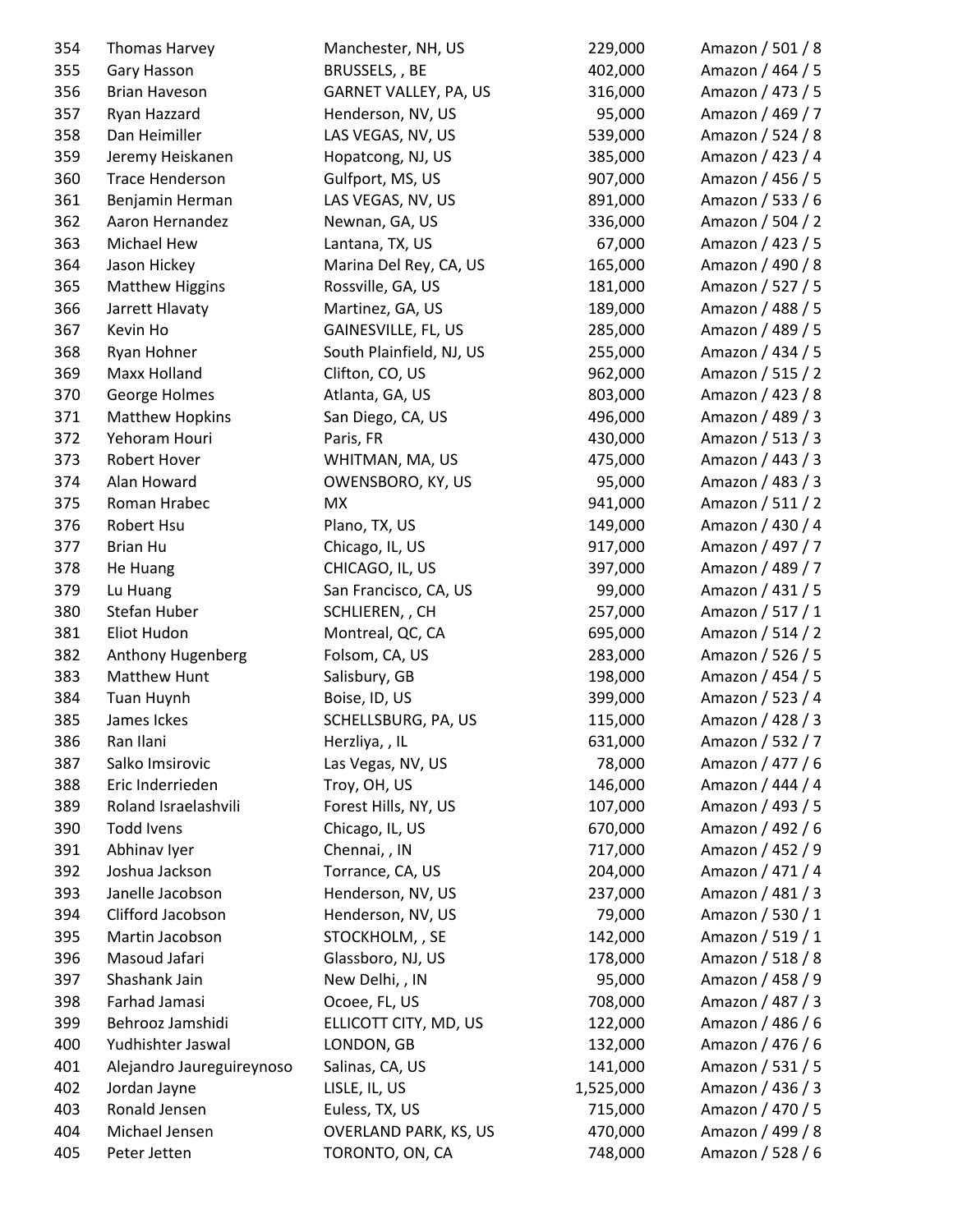| | | | | |
|---|---|---|---|---|
| 354 | Thomas Harvey | Manchester, NH, US | 229,000 | Amazon / 501 / 8 |
| 355 | Gary Hasson | BRUSSELS, , BE | 402,000 | Amazon / 464 / 5 |
| 356 | Brian Haveson | GARNET VALLEY, PA, US | 316,000 | Amazon / 473 / 5 |
| 357 | Ryan Hazzard | Henderson, NV, US | 95,000 | Amazon / 469 / 7 |
| 358 | Dan Heimiller | LAS VEGAS, NV, US | 539,000 | Amazon / 524 / 8 |
| 359 | Jeremy Heiskanen | Hopatcong, NJ, US | 385,000 | Amazon / 423 / 4 |
| 360 | Trace Henderson | Gulfport, MS, US | 907,000 | Amazon / 456 / 5 |
| 361 | Benjamin Herman | LAS VEGAS, NV, US | 891,000 | Amazon / 533 / 6 |
| 362 | Aaron Hernandez | Newnan, GA, US | 336,000 | Amazon / 504 / 2 |
| 363 | Michael Hew | Lantana, TX, US | 67,000 | Amazon / 423 / 5 |
| 364 | Jason Hickey | Marina Del Rey, CA, US | 165,000 | Amazon / 490 / 8 |
| 365 | Matthew Higgins | Rossville, GA, US | 181,000 | Amazon / 527 / 5 |
| 366 | Jarrett Hlavaty | Martinez, GA, US | 189,000 | Amazon / 488 / 5 |
| 367 | Kevin Ho | GAINESVILLE, FL, US | 285,000 | Amazon / 489 / 5 |
| 368 | Ryan Hohner | South Plainfield, NJ, US | 255,000 | Amazon / 434 / 5 |
| 369 | Maxx Holland | Clifton, CO, US | 962,000 | Amazon / 515 / 2 |
| 370 | George Holmes | Atlanta, GA, US | 803,000 | Amazon / 423 / 8 |
| 371 | Matthew Hopkins | San Diego, CA, US | 496,000 | Amazon / 489 / 3 |
| 372 | Yehoram Houri | Paris, FR | 430,000 | Amazon / 513 / 3 |
| 373 | Robert Hover | WHITMAN, MA, US | 475,000 | Amazon / 443 / 3 |
| 374 | Alan Howard | OWENSBORO, KY, US | 95,000 | Amazon / 483 / 3 |
| 375 | Roman Hrabec | MX | 941,000 | Amazon / 511 / 2 |
| 376 | Robert Hsu | Plano, TX, US | 149,000 | Amazon / 430 / 4 |
| 377 | Brian Hu | Chicago, IL, US | 917,000 | Amazon / 497 / 7 |
| 378 | He Huang | CHICAGO, IL, US | 397,000 | Amazon / 489 / 7 |
| 379 | Lu Huang | San Francisco, CA, US | 99,000 | Amazon / 431 / 5 |
| 380 | Stefan Huber | SCHLIEREN, , CH | 257,000 | Amazon / 517 / 1 |
| 381 | Eliot Hudon | Montreal, QC, CA | 695,000 | Amazon / 514 / 2 |
| 382 | Anthony Hugenberg | Folsom, CA, US | 283,000 | Amazon / 526 / 5 |
| 383 | Matthew Hunt | Salisbury, GB | 198,000 | Amazon / 454 / 5 |
| 384 | Tuan Huynh | Boise, ID, US | 399,000 | Amazon / 523 / 4 |
| 385 | James Ickes | SCHELLSBURG, PA, US | 115,000 | Amazon / 428 / 3 |
| 386 | Ran Ilani | Herzliya, , IL | 631,000 | Amazon / 532 / 7 |
| 387 | Salko Imsirovic | Las Vegas, NV, US | 78,000 | Amazon / 477 / 6 |
| 388 | Eric Inderrieden | Troy, OH, US | 146,000 | Amazon / 444 / 4 |
| 389 | Roland Israelashvili | Forest Hills, NY, US | 107,000 | Amazon / 493 / 5 |
| 390 | Todd Ivens | Chicago, IL, US | 670,000 | Amazon / 492 / 6 |
| 391 | Abhinav Iyer | Chennai, , IN | 717,000 | Amazon / 452 / 9 |
| 392 | Joshua Jackson | Torrance, CA, US | 204,000 | Amazon / 471 / 4 |
| 393 | Janelle Jacobson | Henderson, NV, US | 237,000 | Amazon / 481 / 3 |
| 394 | Clifford Jacobson | Henderson, NV, US | 79,000 | Amazon / 530 / 1 |
| 395 | Martin Jacobson | STOCKHOLM, , SE | 142,000 | Amazon / 519 / 1 |
| 396 | Masoud Jafari | Glassboro, NJ, US | 178,000 | Amazon / 518 / 8 |
| 397 | Shashank Jain | New Delhi, , IN | 95,000 | Amazon / 458 / 9 |
| 398 | Farhad Jamasi | Ocoee, FL, US | 708,000 | Amazon / 487 / 3 |
| 399 | Behrooz Jamshidi | ELLICOTT CITY, MD, US | 122,000 | Amazon / 486 / 6 |
| 400 | Yudhishter Jaswal | LONDON, GB | 132,000 | Amazon / 476 / 6 |
| 401 | Alejandro Jaureguireynoso | Salinas, CA, US | 141,000 | Amazon / 531 / 5 |
| 402 | Jordan Jayne | LISLE, IL, US | 1,525,000 | Amazon / 436 / 3 |
| 403 | Ronald Jensen | Euless, TX, US | 715,000 | Amazon / 470 / 5 |
| 404 | Michael Jensen | OVERLAND PARK, KS, US | 470,000 | Amazon / 499 / 8 |
| 405 | Peter Jetten | TORONTO, ON, CA | 748,000 | Amazon / 528 / 6 |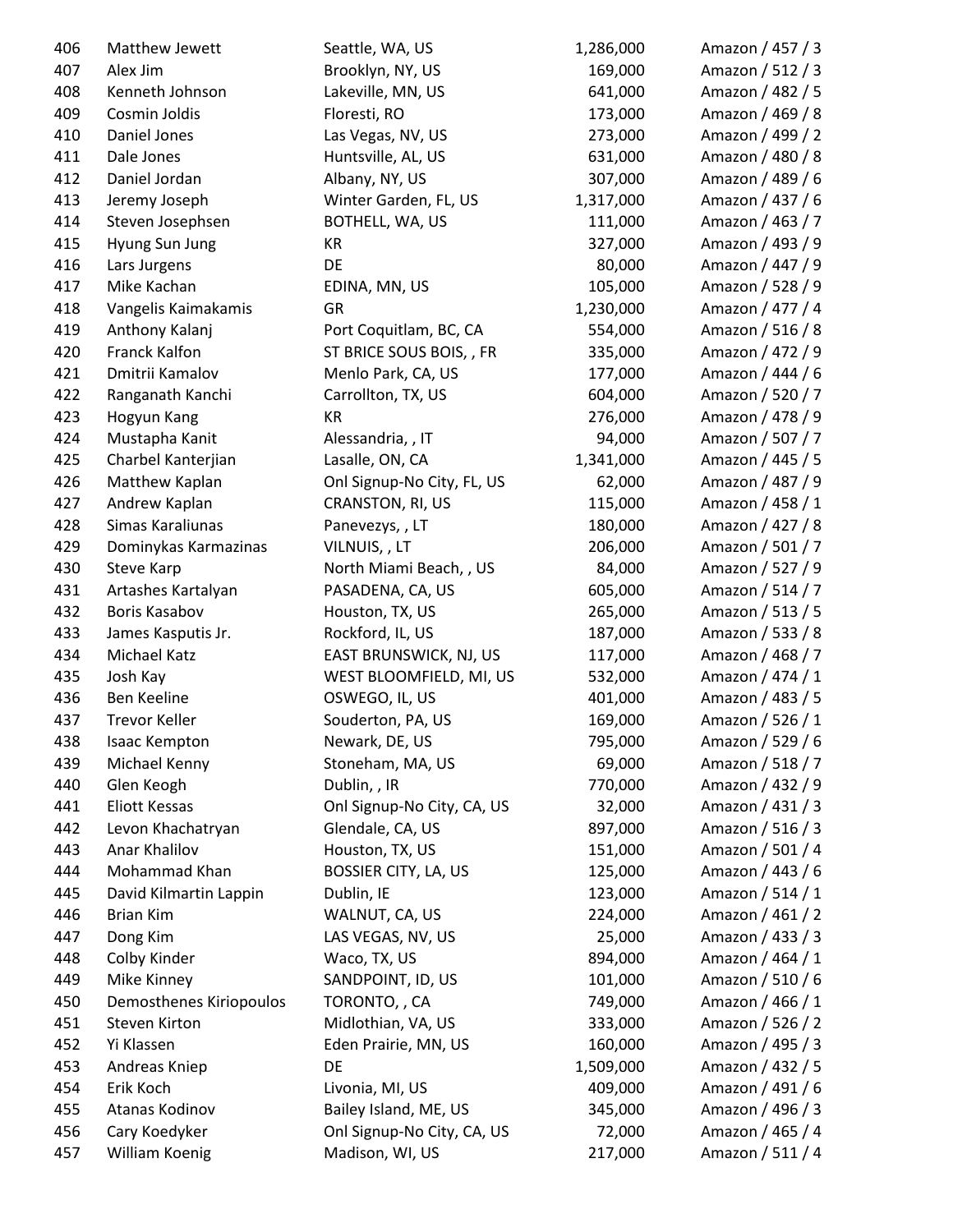| | | | | |
|---|---|---|---|---|
| 406 | Matthew Jewett | Seattle, WA, US | 1,286,000 | Amazon / 457 / 3 |
| 407 | Alex Jim | Brooklyn, NY, US | 169,000 | Amazon / 512 / 3 |
| 408 | Kenneth Johnson | Lakeville, MN, US | 641,000 | Amazon / 482 / 5 |
| 409 | Cosmin Joldis | Floresti, RO | 173,000 | Amazon / 469 / 8 |
| 410 | Daniel Jones | Las Vegas, NV, US | 273,000 | Amazon / 499 / 2 |
| 411 | Dale Jones | Huntsville, AL, US | 631,000 | Amazon / 480 / 8 |
| 412 | Daniel Jordan | Albany, NY, US | 307,000 | Amazon / 489 / 6 |
| 413 | Jeremy Joseph | Winter Garden, FL, US | 1,317,000 | Amazon / 437 / 6 |
| 414 | Steven Josephsen | BOTHELL, WA, US | 111,000 | Amazon / 463 / 7 |
| 415 | Hyung Sun Jung | KR | 327,000 | Amazon / 493 / 9 |
| 416 | Lars Jurgens | DE | 80,000 | Amazon / 447 / 9 |
| 417 | Mike Kachan | EDINA, MN, US | 105,000 | Amazon / 528 / 9 |
| 418 | Vangelis Kaimakamis | GR | 1,230,000 | Amazon / 477 / 4 |
| 419 | Anthony Kalanj | Port Coquitlam, BC, CA | 554,000 | Amazon / 516 / 8 |
| 420 | Franck Kalfon | ST BRICE SOUS BOIS, , FR | 335,000 | Amazon / 472 / 9 |
| 421 | Dmitrii Kamalov | Menlo Park, CA, US | 177,000 | Amazon / 444 / 6 |
| 422 | Ranganath Kanchi | Carrollton, TX, US | 604,000 | Amazon / 520 / 7 |
| 423 | Hogyun Kang | KR | 276,000 | Amazon / 478 / 9 |
| 424 | Mustapha Kanit | Alessandria, , IT | 94,000 | Amazon / 507 / 7 |
| 425 | Charbel Kanterjian | Lasalle, ON, CA | 1,341,000 | Amazon / 445 / 5 |
| 426 | Matthew Kaplan | Onl Signup-No City, FL, US | 62,000 | Amazon / 487 / 9 |
| 427 | Andrew Kaplan | CRANSTON, RI, US | 115,000 | Amazon / 458 / 1 |
| 428 | Simas Karaliunas | Panevezys, , LT | 180,000 | Amazon / 427 / 8 |
| 429 | Dominykas Karmazinas | VILNUIS, , LT | 206,000 | Amazon / 501 / 7 |
| 430 | Steve Karp | North Miami Beach, , US | 84,000 | Amazon / 527 / 9 |
| 431 | Artashes Kartalyan | PASADENA, CA, US | 605,000 | Amazon / 514 / 7 |
| 432 | Boris Kasabov | Houston, TX, US | 265,000 | Amazon / 513 / 5 |
| 433 | James Kasputis Jr. | Rockford, IL, US | 187,000 | Amazon / 533 / 8 |
| 434 | Michael Katz | EAST BRUNSWICK, NJ, US | 117,000 | Amazon / 468 / 7 |
| 435 | Josh Kay | WEST BLOOMFIELD, MI, US | 532,000 | Amazon / 474 / 1 |
| 436 | Ben Keeline | OSWEGO, IL, US | 401,000 | Amazon / 483 / 5 |
| 437 | Trevor Keller | Souderton, PA, US | 169,000 | Amazon / 526 / 1 |
| 438 | Isaac Kempton | Newark, DE, US | 795,000 | Amazon / 529 / 6 |
| 439 | Michael Kenny | Stoneham, MA, US | 69,000 | Amazon / 518 / 7 |
| 440 | Glen Keogh | Dublin, , IR | 770,000 | Amazon / 432 / 9 |
| 441 | Eliott Kessas | Onl Signup-No City, CA, US | 32,000 | Amazon / 431 / 3 |
| 442 | Levon Khachatryan | Glendale, CA, US | 897,000 | Amazon / 516 / 3 |
| 443 | Anar Khalilov | Houston, TX, US | 151,000 | Amazon / 501 / 4 |
| 444 | Mohammad Khan | BOSSIER CITY, LA, US | 125,000 | Amazon / 443 / 6 |
| 445 | David Kilmartin Lappin | Dublin, IE | 123,000 | Amazon / 514 / 1 |
| 446 | Brian Kim | WALNUT, CA, US | 224,000 | Amazon / 461 / 2 |
| 447 | Dong Kim | LAS VEGAS, NV, US | 25,000 | Amazon / 433 / 3 |
| 448 | Colby Kinder | Waco, TX, US | 894,000 | Amazon / 464 / 1 |
| 449 | Mike Kinney | SANDPOINT, ID, US | 101,000 | Amazon / 510 / 6 |
| 450 | Demosthenes Kiriopoulos | TORONTO, , CA | 749,000 | Amazon / 466 / 1 |
| 451 | Steven Kirton | Midlothian, VA, US | 333,000 | Amazon / 526 / 2 |
| 452 | Yi Klassen | Eden Prairie, MN, US | 160,000 | Amazon / 495 / 3 |
| 453 | Andreas Kniep | DE | 1,509,000 | Amazon / 432 / 5 |
| 454 | Erik Koch | Livonia, MI, US | 409,000 | Amazon / 491 / 6 |
| 455 | Atanas Kodinov | Bailey Island, ME, US | 345,000 | Amazon / 496 / 3 |
| 456 | Cary Koedyker | Onl Signup-No City, CA, US | 72,000 | Amazon / 465 / 4 |
| 457 | William Koenig | Madison, WI, US | 217,000 | Amazon / 511 / 4 |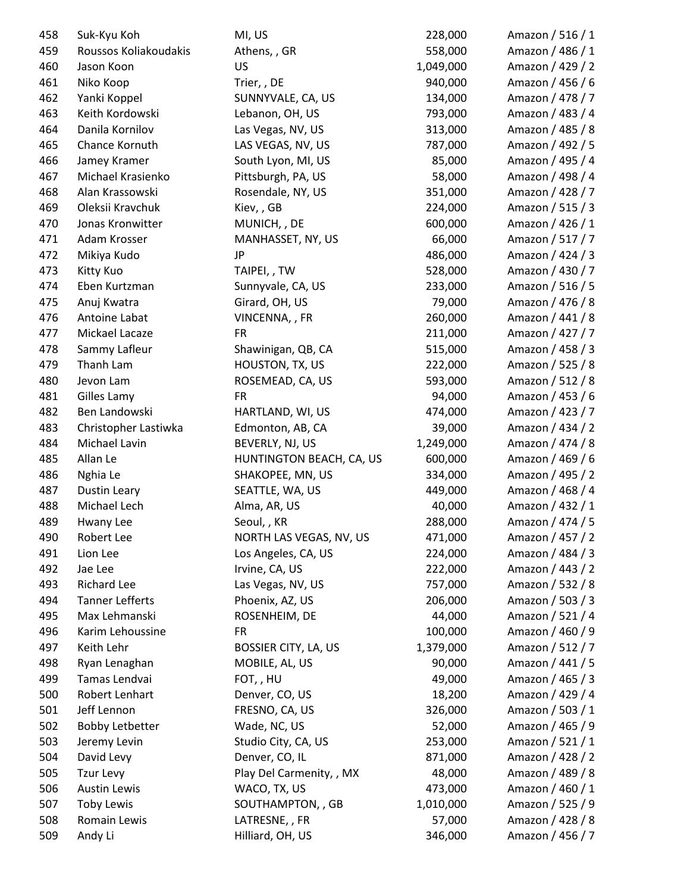| | | | | |
|---|---|---|---|---|
| 458 | Suk-Kyu Koh | MI, US | 228,000 | Amazon / 516 / 1 |
| 459 | Roussos Koliakoudakis | Athens, , GR | 558,000 | Amazon / 486 / 1 |
| 460 | Jason Koon | US | 1,049,000 | Amazon / 429 / 2 |
| 461 | Niko Koop | Trier, , DE | 940,000 | Amazon / 456 / 6 |
| 462 | Yanki Koppel | SUNNYVALE, CA, US | 134,000 | Amazon / 478 / 7 |
| 463 | Keith Kordowski | Lebanon, OH, US | 793,000 | Amazon / 483 / 4 |
| 464 | Danila Kornilov | Las Vegas, NV, US | 313,000 | Amazon / 485 / 8 |
| 465 | Chance Kornuth | LAS VEGAS, NV, US | 787,000 | Amazon / 492 / 5 |
| 466 | Jamey Kramer | South Lyon, MI, US | 85,000 | Amazon / 495 / 4 |
| 467 | Michael Krasienko | Pittsburgh, PA, US | 58,000 | Amazon / 498 / 4 |
| 468 | Alan Krassowski | Rosendale, NY, US | 351,000 | Amazon / 428 / 7 |
| 469 | Oleksii Kravchuk | Kiev, , GB | 224,000 | Amazon / 515 / 3 |
| 470 | Jonas Kronwitter | MUNICH, , DE | 600,000 | Amazon / 426 / 1 |
| 471 | Adam Krosser | MANHASSET, NY, US | 66,000 | Amazon / 517 / 7 |
| 472 | Mikiya Kudo | JP | 486,000 | Amazon / 424 / 3 |
| 473 | Kitty Kuo | TAIPEI, , TW | 528,000 | Amazon / 430 / 7 |
| 474 | Eben Kurtzman | Sunnyvale, CA, US | 233,000 | Amazon / 516 / 5 |
| 475 | Anuj Kwatra | Girard, OH, US | 79,000 | Amazon / 476 / 8 |
| 476 | Antoine Labat | VINCENNA, , FR | 260,000 | Amazon / 441 / 8 |
| 477 | Mickael Lacaze | FR | 211,000 | Amazon / 427 / 7 |
| 478 | Sammy Lafleur | Shawinigan, QB, CA | 515,000 | Amazon / 458 / 3 |
| 479 | Thanh Lam | HOUSTON, TX, US | 222,000 | Amazon / 525 / 8 |
| 480 | Jevon Lam | ROSEMEAD, CA, US | 593,000 | Amazon / 512 / 8 |
| 481 | Gilles Lamy | FR | 94,000 | Amazon / 453 / 6 |
| 482 | Ben Landowski | HARTLAND, WI, US | 474,000 | Amazon / 423 / 7 |
| 483 | Christopher Lastiwka | Edmonton, AB, CA | 39,000 | Amazon / 434 / 2 |
| 484 | Michael Lavin | BEVERLY, NJ, US | 1,249,000 | Amazon / 474 / 8 |
| 485 | Allan Le | HUNTINGTON BEACH, CA, US | 600,000 | Amazon / 469 / 6 |
| 486 | Nghia Le | SHAKOPEE, MN, US | 334,000 | Amazon / 495 / 2 |
| 487 | Dustin Leary | SEATTLE, WA, US | 449,000 | Amazon / 468 / 4 |
| 488 | Michael Lech | Alma, AR, US | 40,000 | Amazon / 432 / 1 |
| 489 | Hwany Lee | Seoul, , KR | 288,000 | Amazon / 474 / 5 |
| 490 | Robert Lee | NORTH LAS VEGAS, NV, US | 471,000 | Amazon / 457 / 2 |
| 491 | Lion Lee | Los Angeles, CA, US | 224,000 | Amazon / 484 / 3 |
| 492 | Jae Lee | Irvine, CA, US | 222,000 | Amazon / 443 / 2 |
| 493 | Richard Lee | Las Vegas, NV, US | 757,000 | Amazon / 532 / 8 |
| 494 | Tanner Lefferts | Phoenix, AZ, US | 206,000 | Amazon / 503 / 3 |
| 495 | Max Lehmanski | ROSENHEIM, DE | 44,000 | Amazon / 521 / 4 |
| 496 | Karim Lehoussine | FR | 100,000 | Amazon / 460 / 9 |
| 497 | Keith Lehr | BOSSIER CITY, LA, US | 1,379,000 | Amazon / 512 / 7 |
| 498 | Ryan Lenaghan | MOBILE, AL, US | 90,000 | Amazon / 441 / 5 |
| 499 | Tamas Lendvai | FOT, , HU | 49,000 | Amazon / 465 / 3 |
| 500 | Robert Lenhart | Denver, CO, US | 18,200 | Amazon / 429 / 4 |
| 501 | Jeff Lennon | FRESNO, CA, US | 326,000 | Amazon / 503 / 1 |
| 502 | Bobby Letbetter | Wade, NC, US | 52,000 | Amazon / 465 / 9 |
| 503 | Jeremy Levin | Studio City, CA, US | 253,000 | Amazon / 521 / 1 |
| 504 | David Levy | Denver, CO, IL | 871,000 | Amazon / 428 / 2 |
| 505 | Tzur Levy | Play Del Carmenity, , MX | 48,000 | Amazon / 489 / 8 |
| 506 | Austin Lewis | WACO, TX, US | 473,000 | Amazon / 460 / 1 |
| 507 | Toby Lewis | SOUTHAMPTON, , GB | 1,010,000 | Amazon / 525 / 9 |
| 508 | Romain Lewis | LATRESNE, , FR | 57,000 | Amazon / 428 / 8 |
| 509 | Andy Li | Hilliard, OH, US | 346,000 | Amazon / 456 / 7 |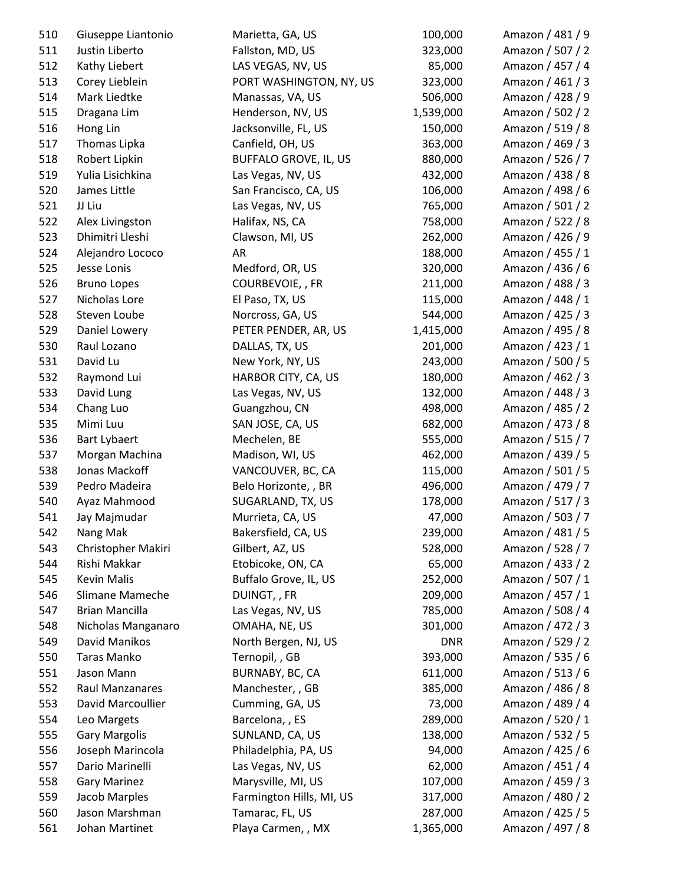| | | | | |
|---|---|---|---|---|
| 510 | Giuseppe Liantonio | Marietta, GA, US | 100,000 | Amazon / 481 / 9 |
| 511 | Justin Liberto | Fallston, MD, US | 323,000 | Amazon / 507 / 2 |
| 512 | Kathy Liebert | LAS VEGAS, NV, US | 85,000 | Amazon / 457 / 4 |
| 513 | Corey Lieblein | PORT WASHINGTON, NY, US | 323,000 | Amazon / 461 / 3 |
| 514 | Mark Liedtke | Manassas, VA, US | 506,000 | Amazon / 428 / 9 |
| 515 | Dragana Lim | Henderson, NV, US | 1,539,000 | Amazon / 502 / 2 |
| 516 | Hong Lin | Jacksonville, FL, US | 150,000 | Amazon / 519 / 8 |
| 517 | Thomas Lipka | Canfield, OH, US | 363,000 | Amazon / 469 / 3 |
| 518 | Robert Lipkin | BUFFALO GROVE, IL, US | 880,000 | Amazon / 526 / 7 |
| 519 | Yulia Lisichkina | Las Vegas, NV, US | 432,000 | Amazon / 438 / 8 |
| 520 | James Little | San Francisco, CA, US | 106,000 | Amazon / 498 / 6 |
| 521 | JJ Liu | Las Vegas, NV, US | 765,000 | Amazon / 501 / 2 |
| 522 | Alex Livingston | Halifax, NS, CA | 758,000 | Amazon / 522 / 8 |
| 523 | Dhimitri Lleshi | Clawson, MI, US | 262,000 | Amazon / 426 / 9 |
| 524 | Alejandro Lococo | AR | 188,000 | Amazon / 455 / 1 |
| 525 | Jesse Lonis | Medford, OR, US | 320,000 | Amazon / 436 / 6 |
| 526 | Bruno Lopes | COURBEVOIE, , FR | 211,000 | Amazon / 488 / 3 |
| 527 | Nicholas Lore | El Paso, TX, US | 115,000 | Amazon / 448 / 1 |
| 528 | Steven Loube | Norcross, GA, US | 544,000 | Amazon / 425 / 3 |
| 529 | Daniel Lowery | PETER PENDER, AR, US | 1,415,000 | Amazon / 495 / 8 |
| 530 | Raul Lozano | DALLAS, TX, US | 201,000 | Amazon / 423 / 1 |
| 531 | David Lu | New York, NY, US | 243,000 | Amazon / 500 / 5 |
| 532 | Raymond Lui | HARBOR CITY, CA, US | 180,000 | Amazon / 462 / 3 |
| 533 | David Lung | Las Vegas, NV, US | 132,000 | Amazon / 448 / 3 |
| 534 | Chang Luo | Guangzhou, CN | 498,000 | Amazon / 485 / 2 |
| 535 | Mimi Luu | SAN JOSE, CA, US | 682,000 | Amazon / 473 / 8 |
| 536 | Bart Lybaert | Mechelen, BE | 555,000 | Amazon / 515 / 7 |
| 537 | Morgan Machina | Madison, WI, US | 462,000 | Amazon / 439 / 5 |
| 538 | Jonas Mackoff | VANCOUVER, BC, CA | 115,000 | Amazon / 501 / 5 |
| 539 | Pedro Madeira | Belo Horizonte, , BR | 496,000 | Amazon / 479 / 7 |
| 540 | Ayaz Mahmood | SUGARLAND, TX, US | 178,000 | Amazon / 517 / 3 |
| 541 | Jay Majmudar | Murrieta, CA, US | 47,000 | Amazon / 503 / 7 |
| 542 | Nang Mak | Bakersfield, CA, US | 239,000 | Amazon / 481 / 5 |
| 543 | Christopher Makiri | Gilbert, AZ, US | 528,000 | Amazon / 528 / 7 |
| 544 | Rishi Makkar | Etobicoke, ON, CA | 65,000 | Amazon / 433 / 2 |
| 545 | Kevin Malis | Buffalo Grove, IL, US | 252,000 | Amazon / 507 / 1 |
| 546 | Slimane Mameche | DUINGT, , FR | 209,000 | Amazon / 457 / 1 |
| 547 | Brian Mancilla | Las Vegas, NV, US | 785,000 | Amazon / 508 / 4 |
| 548 | Nicholas Manganaro | OMAHA, NE, US | 301,000 | Amazon / 472 / 3 |
| 549 | David Manikos | North Bergen, NJ, US | DNR | Amazon / 529 / 2 |
| 550 | Taras Manko | Ternopil, , GB | 393,000 | Amazon / 535 / 6 |
| 551 | Jason Mann | BURNABY, BC, CA | 611,000 | Amazon / 513 / 6 |
| 552 | Raul Manzanares | Manchester, , GB | 385,000 | Amazon / 486 / 8 |
| 553 | David Marcoullier | Cumming, GA, US | 73,000 | Amazon / 489 / 4 |
| 554 | Leo Margets | Barcelona, , ES | 289,000 | Amazon / 520 / 1 |
| 555 | Gary Margolis | SUNLAND, CA, US | 138,000 | Amazon / 532 / 5 |
| 556 | Joseph Marincola | Philadelphia, PA, US | 94,000 | Amazon / 425 / 6 |
| 557 | Dario Marinelli | Las Vegas, NV, US | 62,000 | Amazon / 451 / 4 |
| 558 | Gary Marinez | Marysville, MI, US | 107,000 | Amazon / 459 / 3 |
| 559 | Jacob Marples | Farmington Hills, MI, US | 317,000 | Amazon / 480 / 2 |
| 560 | Jason Marshman | Tamarac, FL, US | 287,000 | Amazon / 425 / 5 |
| 561 | Johan Martinet | Playa Carmen, , MX | 1,365,000 | Amazon / 497 / 8 |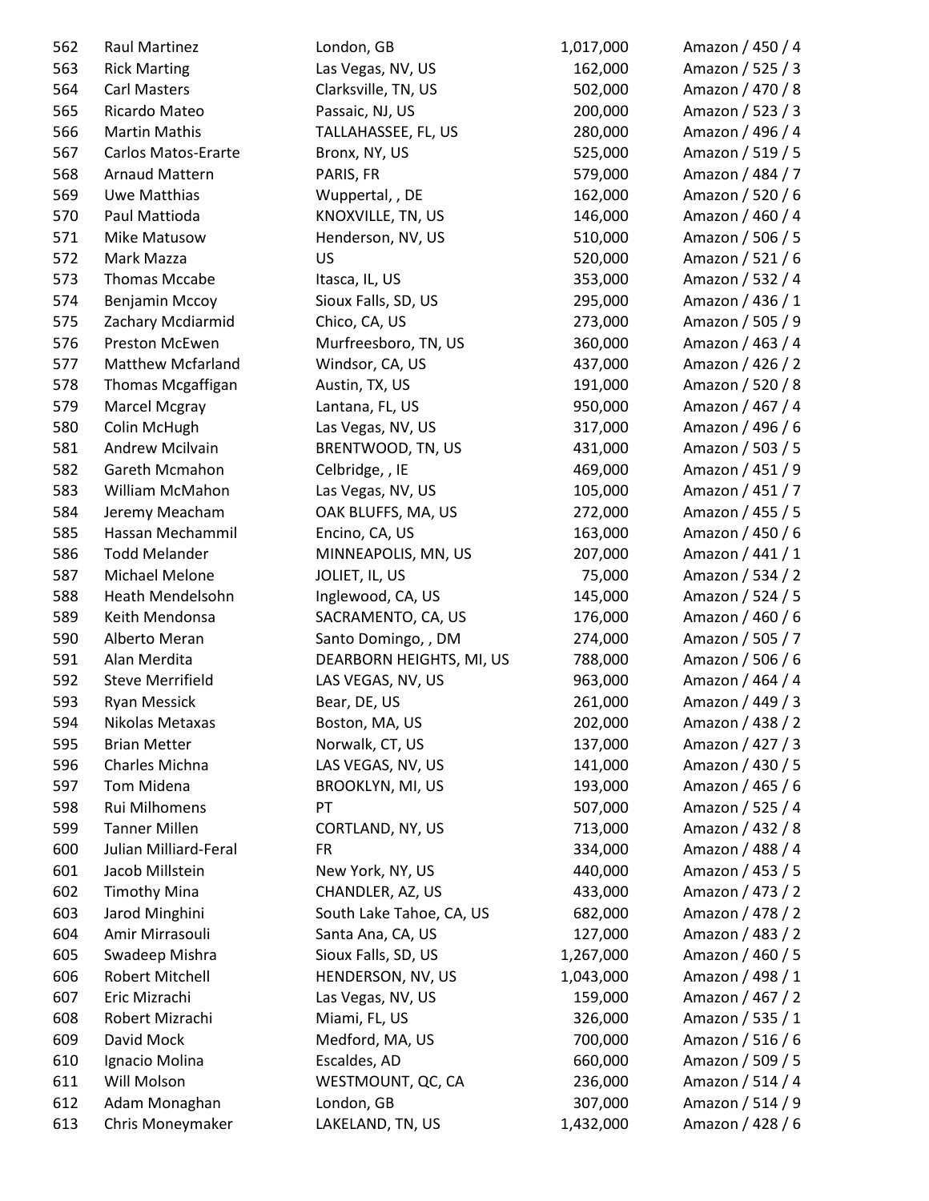| | | | | |
|---|---|---|---|---|
| 562 | Raul Martinez | London, GB | 1,017,000 | Amazon / 450 / 4 |
| 563 | Rick Marting | Las Vegas, NV, US | 162,000 | Amazon / 525 / 3 |
| 564 | Carl Masters | Clarksville, TN, US | 502,000 | Amazon / 470 / 8 |
| 565 | Ricardo Mateo | Passaic, NJ, US | 200,000 | Amazon / 523 / 3 |
| 566 | Martin Mathis | TALLAHASSEE, FL, US | 280,000 | Amazon / 496 / 4 |
| 567 | Carlos Matos-Erarte | Bronx, NY, US | 525,000 | Amazon / 519 / 5 |
| 568 | Arnaud Mattern | PARIS, FR | 579,000 | Amazon / 484 / 7 |
| 569 | Uwe Matthias | Wuppertal, , DE | 162,000 | Amazon / 520 / 6 |
| 570 | Paul Mattioda | KNOXVILLE, TN, US | 146,000 | Amazon / 460 / 4 |
| 571 | Mike Matusow | Henderson, NV, US | 510,000 | Amazon / 506 / 5 |
| 572 | Mark Mazza | US | 520,000 | Amazon / 521 / 6 |
| 573 | Thomas Mccabe | Itasca, IL, US | 353,000 | Amazon / 532 / 4 |
| 574 | Benjamin Mccoy | Sioux Falls, SD, US | 295,000 | Amazon / 436 / 1 |
| 575 | Zachary Mcdiarmid | Chico, CA, US | 273,000 | Amazon / 505 / 9 |
| 576 | Preston McEwen | Murfreesboro, TN, US | 360,000 | Amazon / 463 / 4 |
| 577 | Matthew Mcfarland | Windsor, CA, US | 437,000 | Amazon / 426 / 2 |
| 578 | Thomas Mcgaffigan | Austin, TX, US | 191,000 | Amazon / 520 / 8 |
| 579 | Marcel Mcgray | Lantana, FL, US | 950,000 | Amazon / 467 / 4 |
| 580 | Colin McHugh | Las Vegas, NV, US | 317,000 | Amazon / 496 / 6 |
| 581 | Andrew Mcilvain | BRENTWOOD, TN, US | 431,000 | Amazon / 503 / 5 |
| 582 | Gareth Mcmahon | Celbridge, , IE | 469,000 | Amazon / 451 / 9 |
| 583 | William McMahon | Las Vegas, NV, US | 105,000 | Amazon / 451 / 7 |
| 584 | Jeremy Meacham | OAK BLUFFS, MA, US | 272,000 | Amazon / 455 / 5 |
| 585 | Hassan Mechammil | Encino, CA, US | 163,000 | Amazon / 450 / 6 |
| 586 | Todd Melander | MINNEAPOLIS, MN, US | 207,000 | Amazon / 441 / 1 |
| 587 | Michael Melone | JOLIET, IL, US | 75,000 | Amazon / 534 / 2 |
| 588 | Heath Mendelsohn | Inglewood, CA, US | 145,000 | Amazon / 524 / 5 |
| 589 | Keith Mendonsa | SACRAMENTO, CA, US | 176,000 | Amazon / 460 / 6 |
| 590 | Alberto Meran | Santo Domingo, , DM | 274,000 | Amazon / 505 / 7 |
| 591 | Alan Merdita | DEARBORN HEIGHTS, MI, US | 788,000 | Amazon / 506 / 6 |
| 592 | Steve Merrifield | LAS VEGAS, NV, US | 963,000 | Amazon / 464 / 4 |
| 593 | Ryan Messick | Bear, DE, US | 261,000 | Amazon / 449 / 3 |
| 594 | Nikolas Metaxas | Boston, MA, US | 202,000 | Amazon / 438 / 2 |
| 595 | Brian Metter | Norwalk, CT, US | 137,000 | Amazon / 427 / 3 |
| 596 | Charles Michna | LAS VEGAS, NV, US | 141,000 | Amazon / 430 / 5 |
| 597 | Tom Midena | BROOKLYN, MI, US | 193,000 | Amazon / 465 / 6 |
| 598 | Rui Milhomens | PT | 507,000 | Amazon / 525 / 4 |
| 599 | Tanner Millen | CORTLAND, NY, US | 713,000 | Amazon / 432 / 8 |
| 600 | Julian Milliard-Feral | FR | 334,000 | Amazon / 488 / 4 |
| 601 | Jacob Millstein | New York, NY, US | 440,000 | Amazon / 453 / 5 |
| 602 | Timothy Mina | CHANDLER, AZ, US | 433,000 | Amazon / 473 / 2 |
| 603 | Jarod Minghini | South Lake Tahoe, CA, US | 682,000 | Amazon / 478 / 2 |
| 604 | Amir Mirrasouli | Santa Ana, CA, US | 127,000 | Amazon / 483 / 2 |
| 605 | Swadeep Mishra | Sioux Falls, SD, US | 1,267,000 | Amazon / 460 / 5 |
| 606 | Robert Mitchell | HENDERSON, NV, US | 1,043,000 | Amazon / 498 / 1 |
| 607 | Eric Mizrachi | Las Vegas, NV, US | 159,000 | Amazon / 467 / 2 |
| 608 | Robert Mizrachi | Miami, FL, US | 326,000 | Amazon / 535 / 1 |
| 609 | David Mock | Medford, MA, US | 700,000 | Amazon / 516 / 6 |
| 610 | Ignacio Molina | Escaldes, AD | 660,000 | Amazon / 509 / 5 |
| 611 | Will Molson | WESTMOUNT, QC, CA | 236,000 | Amazon / 514 / 4 |
| 612 | Adam Monaghan | London, GB | 307,000 | Amazon / 514 / 9 |
| 613 | Chris Moneymaker | LAKELAND, TN, US | 1,432,000 | Amazon / 428 / 6 |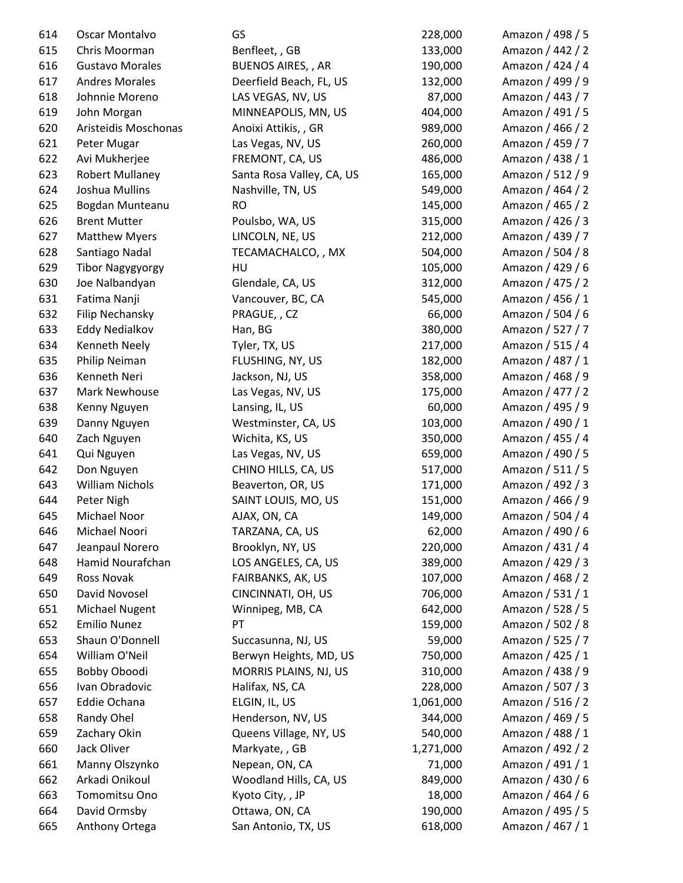| | | | | |
|---|---|---|---|---|
| 614 | Oscar Montalvo | GS | 228,000 | Amazon / 498 / 5 |
| 615 | Chris Moorman | Benfleet, , GB | 133,000 | Amazon / 442 / 2 |
| 616 | Gustavo Morales | BUENOS AIRES, , AR | 190,000 | Amazon / 424 / 4 |
| 617 | Andres Morales | Deerfield Beach, FL, US | 132,000 | Amazon / 499 / 9 |
| 618 | Johnnie Moreno | LAS VEGAS, NV, US | 87,000 | Amazon / 443 / 7 |
| 619 | John Morgan | MINNEAPOLIS, MN, US | 404,000 | Amazon / 491 / 5 |
| 620 | Aristeidis Moschonas | Anoixi Attikis, , GR | 989,000 | Amazon / 466 / 2 |
| 621 | Peter Mugar | Las Vegas, NV, US | 260,000 | Amazon / 459 / 7 |
| 622 | Avi Mukherjee | FREMONT, CA, US | 486,000 | Amazon / 438 / 1 |
| 623 | Robert Mullaney | Santa Rosa Valley, CA, US | 165,000 | Amazon / 512 / 9 |
| 624 | Joshua Mullins | Nashville, TN, US | 549,000 | Amazon / 464 / 2 |
| 625 | Bogdan Munteanu | RO | 145,000 | Amazon / 465 / 2 |
| 626 | Brent Mutter | Poulsbo, WA, US | 315,000 | Amazon / 426 / 3 |
| 627 | Matthew Myers | LINCOLN, NE, US | 212,000 | Amazon / 439 / 7 |
| 628 | Santiago Nadal | TECAMACHALCO, , MX | 504,000 | Amazon / 504 / 8 |
| 629 | Tibor Nagygyorgy | HU | 105,000 | Amazon / 429 / 6 |
| 630 | Joe Nalbandyan | Glendale, CA, US | 312,000 | Amazon / 475 / 2 |
| 631 | Fatima Nanji | Vancouver, BC, CA | 545,000 | Amazon / 456 / 1 |
| 632 | Filip Nechansky | PRAGUE, , CZ | 66,000 | Amazon / 504 / 6 |
| 633 | Eddy Nedialkov | Han, BG | 380,000 | Amazon / 527 / 7 |
| 634 | Kenneth Neely | Tyler, TX, US | 217,000 | Amazon / 515 / 4 |
| 635 | Philip Neiman | FLUSHING, NY, US | 182,000 | Amazon / 487 / 1 |
| 636 | Kenneth Neri | Jackson, NJ, US | 358,000 | Amazon / 468 / 9 |
| 637 | Mark Newhouse | Las Vegas, NV, US | 175,000 | Amazon / 477 / 2 |
| 638 | Kenny Nguyen | Lansing, IL, US | 60,000 | Amazon / 495 / 9 |
| 639 | Danny Nguyen | Westminster, CA, US | 103,000 | Amazon / 490 / 1 |
| 640 | Zach Nguyen | Wichita, KS, US | 350,000 | Amazon / 455 / 4 |
| 641 | Qui Nguyen | Las Vegas, NV, US | 659,000 | Amazon / 490 / 5 |
| 642 | Don Nguyen | CHINO HILLS, CA, US | 517,000 | Amazon / 511 / 5 |
| 643 | William Nichols | Beaverton, OR, US | 171,000 | Amazon / 492 / 3 |
| 644 | Peter Nigh | SAINT LOUIS, MO, US | 151,000 | Amazon / 466 / 9 |
| 645 | Michael Noor | AJAX, ON, CA | 149,000 | Amazon / 504 / 4 |
| 646 | Michael Noori | TARZANA, CA, US | 62,000 | Amazon / 490 / 6 |
| 647 | Jeanpaul Norero | Brooklyn, NY, US | 220,000 | Amazon / 431 / 4 |
| 648 | Hamid Nourafchan | LOS ANGELES, CA, US | 389,000 | Amazon / 429 / 3 |
| 649 | Ross Novak | FAIRBANKS, AK, US | 107,000 | Amazon / 468 / 2 |
| 650 | David Novosel | CINCINNATI, OH, US | 706,000 | Amazon / 531 / 1 |
| 651 | Michael Nugent | Winnipeg, MB, CA | 642,000 | Amazon / 528 / 5 |
| 652 | Emilio Nunez | PT | 159,000 | Amazon / 502 / 8 |
| 653 | Shaun O'Donnell | Succasunna, NJ, US | 59,000 | Amazon / 525 / 7 |
| 654 | William O'Neil | Berwyn Heights, MD, US | 750,000 | Amazon / 425 / 1 |
| 655 | Bobby Oboodi | MORRIS PLAINS, NJ, US | 310,000 | Amazon / 438 / 9 |
| 656 | Ivan Obradovic | Halifax, NS, CA | 228,000 | Amazon / 507 / 3 |
| 657 | Eddie Ochana | ELGIN, IL, US | 1,061,000 | Amazon / 516 / 2 |
| 658 | Randy Ohel | Henderson, NV, US | 344,000 | Amazon / 469 / 5 |
| 659 | Zachary Okin | Queens Village, NY, US | 540,000 | Amazon / 488 / 1 |
| 660 | Jack Oliver | Markyate, , GB | 1,271,000 | Amazon / 492 / 2 |
| 661 | Manny Olszynko | Nepean, ON, CA | 71,000 | Amazon / 491 / 1 |
| 662 | Arkadi Onikoul | Woodland Hills, CA, US | 849,000 | Amazon / 430 / 6 |
| 663 | Tomomitsu Ono | Kyoto City, , JP | 18,000 | Amazon / 464 / 6 |
| 664 | David Ormsby | Ottawa, ON, CA | 190,000 | Amazon / 495 / 5 |
| 665 | Anthony Ortega | San Antonio, TX, US | 618,000 | Amazon / 467 / 1 |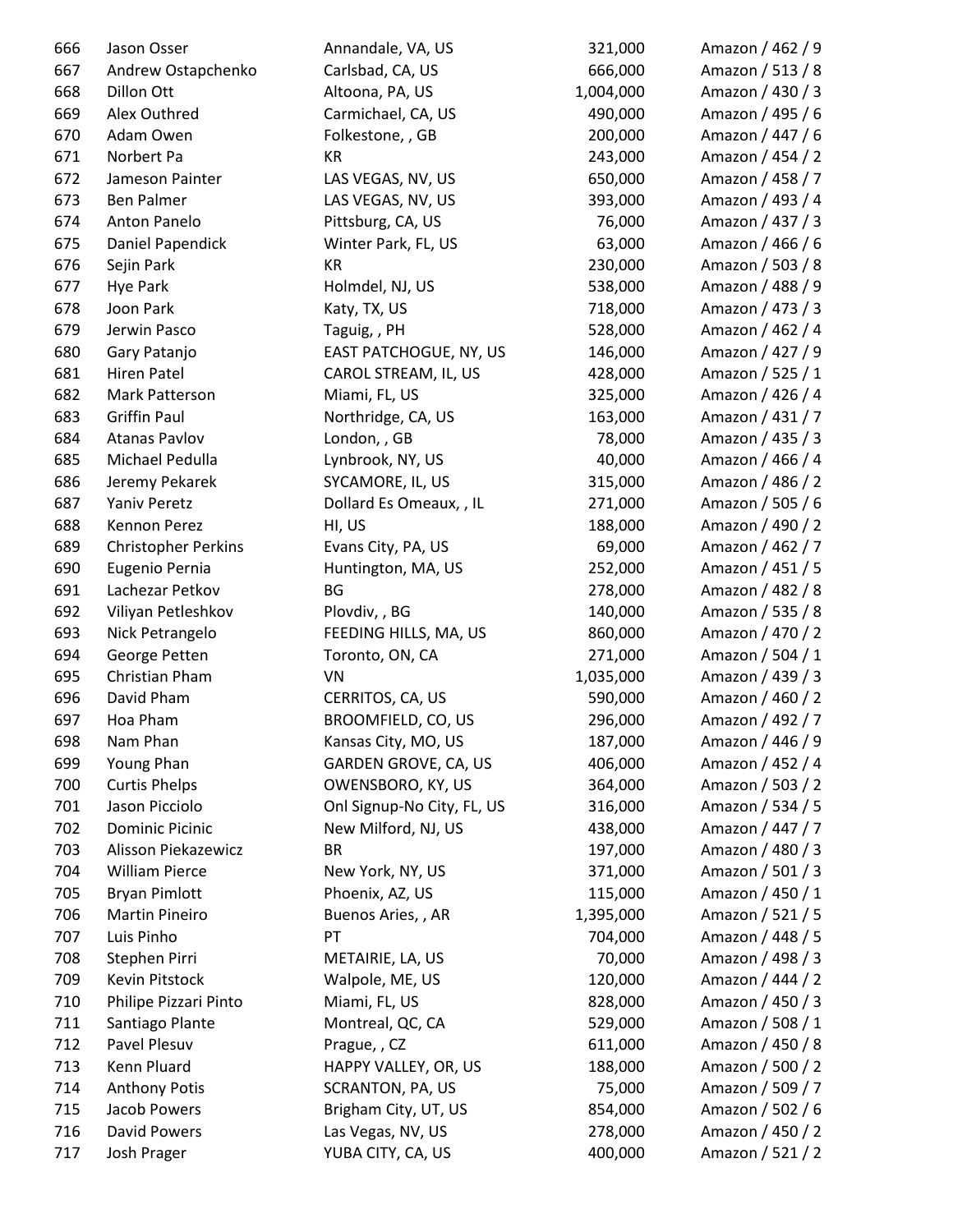| | | | | |
|---|---|---|---|---|
| 666 | Jason Osser | Annandale, VA, US | 321,000 | Amazon / 462 / 9 |
| 667 | Andrew Ostapchenko | Carlsbad, CA, US | 666,000 | Amazon / 513 / 8 |
| 668 | Dillon Ott | Altoona, PA, US | 1,004,000 | Amazon / 430 / 3 |
| 669 | Alex Outhred | Carmichael, CA, US | 490,000 | Amazon / 495 / 6 |
| 670 | Adam Owen | Folkestone, , GB | 200,000 | Amazon / 447 / 6 |
| 671 | Norbert Pa | KR | 243,000 | Amazon / 454 / 2 |
| 672 | Jameson Painter | LAS VEGAS, NV, US | 650,000 | Amazon / 458 / 7 |
| 673 | Ben Palmer | LAS VEGAS, NV, US | 393,000 | Amazon / 493 / 4 |
| 674 | Anton Panelo | Pittsburg, CA, US | 76,000 | Amazon / 437 / 3 |
| 675 | Daniel Papendick | Winter Park, FL, US | 63,000 | Amazon / 466 / 6 |
| 676 | Sejin Park | KR | 230,000 | Amazon / 503 / 8 |
| 677 | Hye Park | Holmdel, NJ, US | 538,000 | Amazon / 488 / 9 |
| 678 | Joon Park | Katy, TX, US | 718,000 | Amazon / 473 / 3 |
| 679 | Jerwin Pasco | Taguig, , PH | 528,000 | Amazon / 462 / 4 |
| 680 | Gary Patanjo | EAST PATCHOGUE, NY, US | 146,000 | Amazon / 427 / 9 |
| 681 | Hiren Patel | CAROL STREAM, IL, US | 428,000 | Amazon / 525 / 1 |
| 682 | Mark Patterson | Miami, FL, US | 325,000 | Amazon / 426 / 4 |
| 683 | Griffin Paul | Northridge, CA, US | 163,000 | Amazon / 431 / 7 |
| 684 | Atanas Pavlov | London, , GB | 78,000 | Amazon / 435 / 3 |
| 685 | Michael Pedulla | Lynbrook, NY, US | 40,000 | Amazon / 466 / 4 |
| 686 | Jeremy Pekarek | SYCAMORE, IL, US | 315,000 | Amazon / 486 / 2 |
| 687 | Yaniv Peretz | Dollard Es Omeaux, , IL | 271,000 | Amazon / 505 / 6 |
| 688 | Kennon Perez | HI, US | 188,000 | Amazon / 490 / 2 |
| 689 | Christopher Perkins | Evans City, PA, US | 69,000 | Amazon / 462 / 7 |
| 690 | Eugenio Pernia | Huntington, MA, US | 252,000 | Amazon / 451 / 5 |
| 691 | Lachezar Petkov | BG | 278,000 | Amazon / 482 / 8 |
| 692 | Viliyan Petleshkov | Plovdiv, , BG | 140,000 | Amazon / 535 / 8 |
| 693 | Nick Petrangelo | FEEDING HILLS, MA, US | 860,000 | Amazon / 470 / 2 |
| 694 | George Petten | Toronto, ON, CA | 271,000 | Amazon / 504 / 1 |
| 695 | Christian Pham | VN | 1,035,000 | Amazon / 439 / 3 |
| 696 | David Pham | CERRITOS, CA, US | 590,000 | Amazon / 460 / 2 |
| 697 | Hoa Pham | BROOMFIELD, CO, US | 296,000 | Amazon / 492 / 7 |
| 698 | Nam Phan | Kansas City, MO, US | 187,000 | Amazon / 446 / 9 |
| 699 | Young Phan | GARDEN GROVE, CA, US | 406,000 | Amazon / 452 / 4 |
| 700 | Curtis Phelps | OWENSBORO, KY, US | 364,000 | Amazon / 503 / 2 |
| 701 | Jason Picciolo | Onl Signup-No City, FL, US | 316,000 | Amazon / 534 / 5 |
| 702 | Dominic Picinic | New Milford, NJ, US | 438,000 | Amazon / 447 / 7 |
| 703 | Alisson Piekazewicz | BR | 197,000 | Amazon / 480 / 3 |
| 704 | William Pierce | New York, NY, US | 371,000 | Amazon / 501 / 3 |
| 705 | Bryan Pimlott | Phoenix, AZ, US | 115,000 | Amazon / 450 / 1 |
| 706 | Martin Pineiro | Buenos Aries, , AR | 1,395,000 | Amazon / 521 / 5 |
| 707 | Luis Pinho | PT | 704,000 | Amazon / 448 / 5 |
| 708 | Stephen Pirri | METAIRIE, LA, US | 70,000 | Amazon / 498 / 3 |
| 709 | Kevin Pitstock | Walpole, ME, US | 120,000 | Amazon / 444 / 2 |
| 710 | Philipe Pizzari Pinto | Miami, FL, US | 828,000 | Amazon / 450 / 3 |
| 711 | Santiago Plante | Montreal, QC, CA | 529,000 | Amazon / 508 / 1 |
| 712 | Pavel Plesuv | Prague, , CZ | 611,000 | Amazon / 450 / 8 |
| 713 | Kenn Pluard | HAPPY VALLEY, OR, US | 188,000 | Amazon / 500 / 2 |
| 714 | Anthony Potis | SCRANTON, PA, US | 75,000 | Amazon / 509 / 7 |
| 715 | Jacob Powers | Brigham City, UT, US | 854,000 | Amazon / 502 / 6 |
| 716 | David Powers | Las Vegas, NV, US | 278,000 | Amazon / 450 / 2 |
| 717 | Josh Prager | YUBA CITY, CA, US | 400,000 | Amazon / 521 / 2 |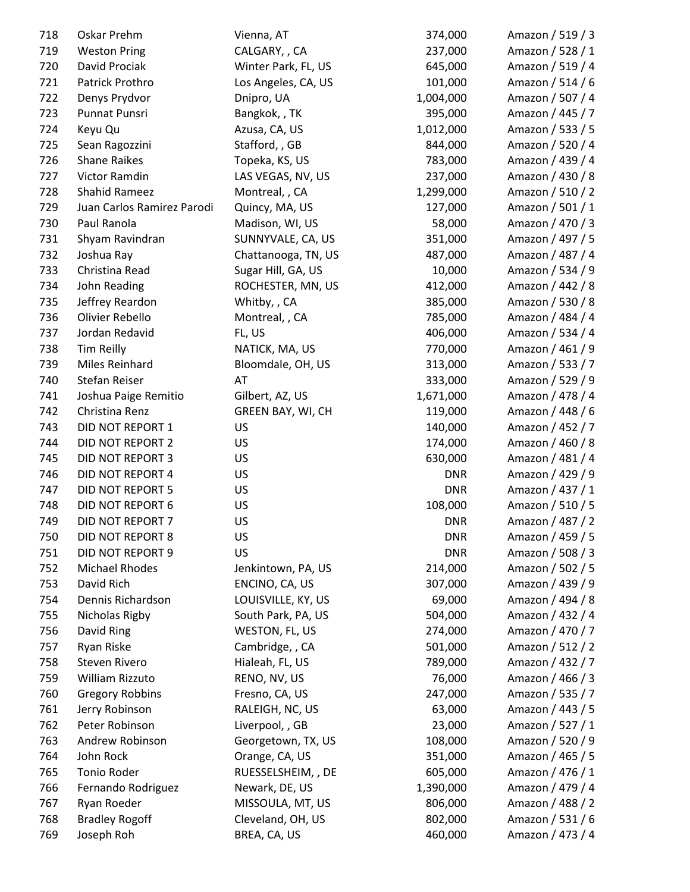| | | | | |
|---|---|---|---|---|
| 718 | Oskar Prehm | Vienna, AT | 374,000 | Amazon / 519 / 3 |
| 719 | Weston Pring | CALGARY, , CA | 237,000 | Amazon / 528 / 1 |
| 720 | David Prociak | Winter Park, FL, US | 645,000 | Amazon / 519 / 4 |
| 721 | Patrick Prothro | Los Angeles, CA, US | 101,000 | Amazon / 514 / 6 |
| 722 | Denys Prydvor | Dnipro, UA | 1,004,000 | Amazon / 507 / 4 |
| 723 | Punnat Punsri | Bangkok, , TK | 395,000 | Amazon / 445 / 7 |
| 724 | Keyu Qu | Azusa, CA, US | 1,012,000 | Amazon / 533 / 5 |
| 725 | Sean Ragozzini | Stafford, , GB | 844,000 | Amazon / 520 / 4 |
| 726 | Shane Raikes | Topeka, KS, US | 783,000 | Amazon / 439 / 4 |
| 727 | Victor Ramdin | LAS VEGAS, NV, US | 237,000 | Amazon / 430 / 8 |
| 728 | Shahid Rameez | Montreal, , CA | 1,299,000 | Amazon / 510 / 2 |
| 729 | Juan Carlos Ramirez Parodi | Quincy, MA, US | 127,000 | Amazon / 501 / 1 |
| 730 | Paul Ranola | Madison, WI, US | 58,000 | Amazon / 470 / 3 |
| 731 | Shyam Ravindran | SUNNYVALE, CA, US | 351,000 | Amazon / 497 / 5 |
| 732 | Joshua Ray | Chattanooga, TN, US | 487,000 | Amazon / 487 / 4 |
| 733 | Christina Read | Sugar Hill, GA, US | 10,000 | Amazon / 534 / 9 |
| 734 | John Reading | ROCHESTER, MN, US | 412,000 | Amazon / 442 / 8 |
| 735 | Jeffrey Reardon | Whitby, , CA | 385,000 | Amazon / 530 / 8 |
| 736 | Olivier Rebello | Montreal, , CA | 785,000 | Amazon / 484 / 4 |
| 737 | Jordan Redavid | FL, US | 406,000 | Amazon / 534 / 4 |
| 738 | Tim Reilly | NATICK, MA, US | 770,000 | Amazon / 461 / 9 |
| 739 | Miles Reinhard | Bloomdale, OH, US | 313,000 | Amazon / 533 / 7 |
| 740 | Stefan Reiser | AT | 333,000 | Amazon / 529 / 9 |
| 741 | Joshua Paige Remitio | Gilbert, AZ, US | 1,671,000 | Amazon / 478 / 4 |
| 742 | Christina Renz | GREEN BAY, WI, CH | 119,000 | Amazon / 448 / 6 |
| 743 | DID NOT REPORT 1 | US | 140,000 | Amazon / 452 / 7 |
| 744 | DID NOT REPORT 2 | US | 174,000 | Amazon / 460 / 8 |
| 745 | DID NOT REPORT 3 | US | 630,000 | Amazon / 481 / 4 |
| 746 | DID NOT REPORT 4 | US | DNR | Amazon / 429 / 9 |
| 747 | DID NOT REPORT 5 | US | DNR | Amazon / 437 / 1 |
| 748 | DID NOT REPORT 6 | US | 108,000 | Amazon / 510 / 5 |
| 749 | DID NOT REPORT 7 | US | DNR | Amazon / 487 / 2 |
| 750 | DID NOT REPORT 8 | US | DNR | Amazon / 459 / 5 |
| 751 | DID NOT REPORT 9 | US | DNR | Amazon / 508 / 3 |
| 752 | Michael Rhodes | Jenkintown, PA, US | 214,000 | Amazon / 502 / 5 |
| 753 | David Rich | ENCINO, CA, US | 307,000 | Amazon / 439 / 9 |
| 754 | Dennis Richardson | LOUISVILLE, KY, US | 69,000 | Amazon / 494 / 8 |
| 755 | Nicholas Rigby | South Park, PA, US | 504,000 | Amazon / 432 / 4 |
| 756 | David Ring | WESTON, FL, US | 274,000 | Amazon / 470 / 7 |
| 757 | Ryan Riske | Cambridge, , CA | 501,000 | Amazon / 512 / 2 |
| 758 | Steven Rivero | Hialeah, FL, US | 789,000 | Amazon / 432 / 7 |
| 759 | William Rizzuto | RENO, NV, US | 76,000 | Amazon / 466 / 3 |
| 760 | Gregory Robbins | Fresno, CA, US | 247,000 | Amazon / 535 / 7 |
| 761 | Jerry Robinson | RALEIGH, NC, US | 63,000 | Amazon / 443 / 5 |
| 762 | Peter Robinson | Liverpool, , GB | 23,000 | Amazon / 527 / 1 |
| 763 | Andrew Robinson | Georgetown, TX, US | 108,000 | Amazon / 520 / 9 |
| 764 | John Rock | Orange, CA, US | 351,000 | Amazon / 465 / 5 |
| 765 | Tonio Roder | RUESSELSHEIM, , DE | 605,000 | Amazon / 476 / 1 |
| 766 | Fernando Rodriguez | Newark, DE, US | 1,390,000 | Amazon / 479 / 4 |
| 767 | Ryan Roeder | MISSOULA, MT, US | 806,000 | Amazon / 488 / 2 |
| 768 | Bradley Rogoff | Cleveland, OH, US | 802,000 | Amazon / 531 / 6 |
| 769 | Joseph Roh | BREA, CA, US | 460,000 | Amazon / 473 / 4 |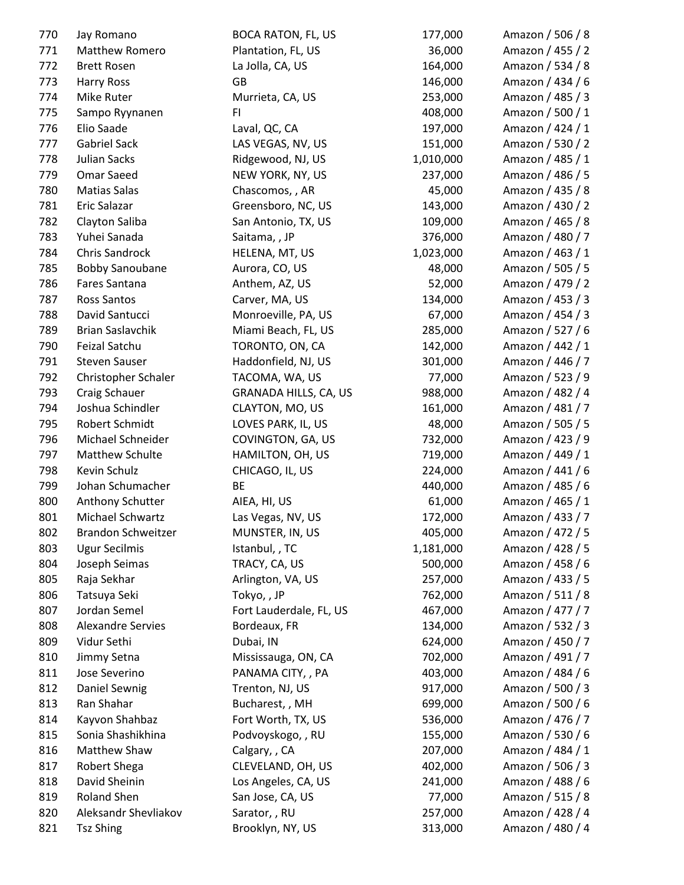| | | | | |
|---|---|---|---|---|
| 770 | Jay Romano | BOCA RATON, FL, US | 177,000 | Amazon / 506 / 8 |
| 771 | Matthew Romero | Plantation, FL, US | 36,000 | Amazon / 455 / 2 |
| 772 | Brett Rosen | La Jolla, CA, US | 164,000 | Amazon / 534 / 8 |
| 773 | Harry Ross | GB | 146,000 | Amazon / 434 / 6 |
| 774 | Mike Ruter | Murrieta, CA, US | 253,000 | Amazon / 485 / 3 |
| 775 | Sampo Ryynanen | FI | 408,000 | Amazon / 500 / 1 |
| 776 | Elio Saade | Laval, QC, CA | 197,000 | Amazon / 424 / 1 |
| 777 | Gabriel Sack | LAS VEGAS, NV, US | 151,000 | Amazon / 530 / 2 |
| 778 | Julian Sacks | Ridgewood, NJ, US | 1,010,000 | Amazon / 485 / 1 |
| 779 | Omar Saeed | NEW YORK, NY, US | 237,000 | Amazon / 486 / 5 |
| 780 | Matias Salas | Chascomos, , AR | 45,000 | Amazon / 435 / 8 |
| 781 | Eric Salazar | Greensboro, NC, US | 143,000 | Amazon / 430 / 2 |
| 782 | Clayton Saliba | San Antonio, TX, US | 109,000 | Amazon / 465 / 8 |
| 783 | Yuhei Sanada | Saitama, , JP | 376,000 | Amazon / 480 / 7 |
| 784 | Chris Sandrock | HELENA, MT, US | 1,023,000 | Amazon / 463 / 1 |
| 785 | Bobby Sanoubane | Aurora, CO, US | 48,000 | Amazon / 505 / 5 |
| 786 | Fares Santana | Anthem, AZ, US | 52,000 | Amazon / 479 / 2 |
| 787 | Ross Santos | Carver, MA, US | 134,000 | Amazon / 453 / 3 |
| 788 | David Santucci | Monroeville, PA, US | 67,000 | Amazon / 454 / 3 |
| 789 | Brian Saslavchik | Miami Beach, FL, US | 285,000 | Amazon / 527 / 6 |
| 790 | Feizal Satchu | TORONTO, ON, CA | 142,000 | Amazon / 442 / 1 |
| 791 | Steven Sauser | Haddonfield, NJ, US | 301,000 | Amazon / 446 / 7 |
| 792 | Christopher Schaler | TACOMA, WA, US | 77,000 | Amazon / 523 / 9 |
| 793 | Craig Schauer | GRANADA HILLS, CA, US | 988,000 | Amazon / 482 / 4 |
| 794 | Joshua Schindler | CLAYTON, MO, US | 161,000 | Amazon / 481 / 7 |
| 795 | Robert Schmidt | LOVES PARK, IL, US | 48,000 | Amazon / 505 / 5 |
| 796 | Michael Schneider | COVINGTON, GA, US | 732,000 | Amazon / 423 / 9 |
| 797 | Matthew Schulte | HAMILTON, OH, US | 719,000 | Amazon / 449 / 1 |
| 798 | Kevin Schulz | CHICAGO, IL, US | 224,000 | Amazon / 441 / 6 |
| 799 | Johan Schumacher | BE | 440,000 | Amazon / 485 / 6 |
| 800 | Anthony Schutter | AIEA, HI, US | 61,000 | Amazon / 465 / 1 |
| 801 | Michael Schwartz | Las Vegas, NV, US | 172,000 | Amazon / 433 / 7 |
| 802 | Brandon Schweitzer | MUNSTER, IN, US | 405,000 | Amazon / 472 / 5 |
| 803 | Ugur Secilmis | Istanbul, , TC | 1,181,000 | Amazon / 428 / 5 |
| 804 | Joseph Seimas | TRACY, CA, US | 500,000 | Amazon / 458 / 6 |
| 805 | Raja Sekhar | Arlington, VA, US | 257,000 | Amazon / 433 / 5 |
| 806 | Tatsuya Seki | Tokyo, , JP | 762,000 | Amazon / 511 / 8 |
| 807 | Jordan Semel | Fort Lauderdale, FL, US | 467,000 | Amazon / 477 / 7 |
| 808 | Alexandre Servies | Bordeaux, FR | 134,000 | Amazon / 532 / 3 |
| 809 | Vidur Sethi | Dubai, IN | 624,000 | Amazon / 450 / 7 |
| 810 | Jimmy Setna | Mississauga, ON, CA | 702,000 | Amazon / 491 / 7 |
| 811 | Jose Severino | PANAMA CITY, , PA | 403,000 | Amazon / 484 / 6 |
| 812 | Daniel Sewnig | Trenton, NJ, US | 917,000 | Amazon / 500 / 3 |
| 813 | Ran Shahar | Bucharest, , MH | 699,000 | Amazon / 500 / 6 |
| 814 | Kayvon Shahbaz | Fort Worth, TX, US | 536,000 | Amazon / 476 / 7 |
| 815 | Sonia Shashikhina | Podvoyskogo, , RU | 155,000 | Amazon / 530 / 6 |
| 816 | Matthew Shaw | Calgary, , CA | 207,000 | Amazon / 484 / 1 |
| 817 | Robert Shega | CLEVELAND, OH, US | 402,000 | Amazon / 506 / 3 |
| 818 | David Sheinin | Los Angeles, CA, US | 241,000 | Amazon / 488 / 6 |
| 819 | Roland Shen | San Jose, CA, US | 77,000 | Amazon / 515 / 8 |
| 820 | Aleksandr Shevliakov | Saratov, , RU | 257,000 | Amazon / 428 / 4 |
| 821 | Tsz Shing | Brooklyn, NY, US | 313,000 | Amazon / 480 / 4 |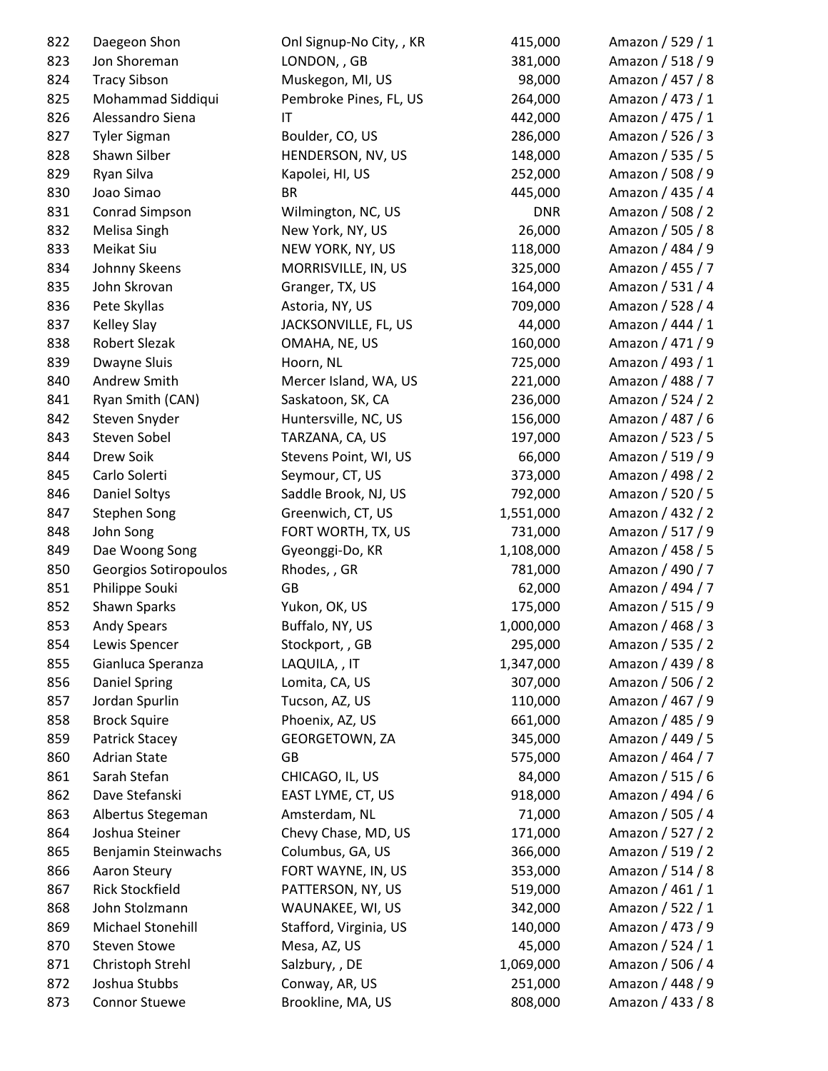| | | | | |
|---|---|---|---|---|
| 822 | Daegeon Shon | Onl Signup-No City, , KR | 415,000 | Amazon / 529 / 1 |
| 823 | Jon Shoreman | LONDON, , GB | 381,000 | Amazon / 518 / 9 |
| 824 | Tracy Sibson | Muskegon, MI, US | 98,000 | Amazon / 457 / 8 |
| 825 | Mohammad Siddiqui | Pembroke Pines, FL, US | 264,000 | Amazon / 473 / 1 |
| 826 | Alessandro Siena | IT | 442,000 | Amazon / 475 / 1 |
| 827 | Tyler Sigman | Boulder, CO, US | 286,000 | Amazon / 526 / 3 |
| 828 | Shawn Silber | HENDERSON, NV, US | 148,000 | Amazon / 535 / 5 |
| 829 | Ryan Silva | Kapolei, HI, US | 252,000 | Amazon / 508 / 9 |
| 830 | Joao Simao | BR | 445,000 | Amazon / 435 / 4 |
| 831 | Conrad Simpson | Wilmington, NC, US | DNR | Amazon / 508 / 2 |
| 832 | Melisa Singh | New York, NY, US | 26,000 | Amazon / 505 / 8 |
| 833 | Meikat Siu | NEW YORK, NY, US | 118,000 | Amazon / 484 / 9 |
| 834 | Johnny Skeens | MORRISVILLE, IN, US | 325,000 | Amazon / 455 / 7 |
| 835 | John Skrovan | Granger, TX, US | 164,000 | Amazon / 531 / 4 |
| 836 | Pete Skyllas | Astoria, NY, US | 709,000 | Amazon / 528 / 4 |
| 837 | Kelley Slay | JACKSONVILLE, FL, US | 44,000 | Amazon / 444 / 1 |
| 838 | Robert Slezak | OMAHA, NE, US | 160,000 | Amazon / 471 / 9 |
| 839 | Dwayne Sluis | Hoorn, NL | 725,000 | Amazon / 493 / 1 |
| 840 | Andrew Smith | Mercer Island, WA, US | 221,000 | Amazon / 488 / 7 |
| 841 | Ryan Smith (CAN) | Saskatoon, SK, CA | 236,000 | Amazon / 524 / 2 |
| 842 | Steven Snyder | Huntersville, NC, US | 156,000 | Amazon / 487 / 6 |
| 843 | Steven Sobel | TARZANA, CA, US | 197,000 | Amazon / 523 / 5 |
| 844 | Drew Soik | Stevens Point, WI, US | 66,000 | Amazon / 519 / 9 |
| 845 | Carlo Solerti | Seymour, CT, US | 373,000 | Amazon / 498 / 2 |
| 846 | Daniel Soltys | Saddle Brook, NJ, US | 792,000 | Amazon / 520 / 5 |
| 847 | Stephen Song | Greenwich, CT, US | 1,551,000 | Amazon / 432 / 2 |
| 848 | John Song | FORT WORTH, TX, US | 731,000 | Amazon / 517 / 9 |
| 849 | Dae Woong Song | Gyeonggi-Do, KR | 1,108,000 | Amazon / 458 / 5 |
| 850 | Georgios Sotiropoulos | Rhodes, , GR | 781,000 | Amazon / 490 / 7 |
| 851 | Philippe Souki | GB | 62,000 | Amazon / 494 / 7 |
| 852 | Shawn Sparks | Yukon, OK, US | 175,000 | Amazon / 515 / 9 |
| 853 | Andy Spears | Buffalo, NY, US | 1,000,000 | Amazon / 468 / 3 |
| 854 | Lewis Spencer | Stockport, , GB | 295,000 | Amazon / 535 / 2 |
| 855 | Gianluca Speranza | LAQUILA, , IT | 1,347,000 | Amazon / 439 / 8 |
| 856 | Daniel Spring | Lomita, CA, US | 307,000 | Amazon / 506 / 2 |
| 857 | Jordan Spurlin | Tucson, AZ, US | 110,000 | Amazon / 467 / 9 |
| 858 | Brock Squire | Phoenix, AZ, US | 661,000 | Amazon / 485 / 9 |
| 859 | Patrick Stacey | GEORGETOWN, ZA | 345,000 | Amazon / 449 / 5 |
| 860 | Adrian State | GB | 575,000 | Amazon / 464 / 7 |
| 861 | Sarah Stefan | CHICAGO, IL, US | 84,000 | Amazon / 515 / 6 |
| 862 | Dave Stefanski | EAST LYME, CT, US | 918,000 | Amazon / 494 / 6 |
| 863 | Albertus Stegeman | Amsterdam, NL | 71,000 | Amazon / 505 / 4 |
| 864 | Joshua Steiner | Chevy Chase, MD, US | 171,000 | Amazon / 527 / 2 |
| 865 | Benjamin Steinwachs | Columbus, GA, US | 366,000 | Amazon / 519 / 2 |
| 866 | Aaron Steury | FORT WAYNE, IN, US | 353,000 | Amazon / 514 / 8 |
| 867 | Rick Stockfield | PATTERSON, NY, US | 519,000 | Amazon / 461 / 1 |
| 868 | John Stolzmann | WAUNAKEE, WI, US | 342,000 | Amazon / 522 / 1 |
| 869 | Michael Stonehill | Stafford, Virginia, US | 140,000 | Amazon / 473 / 9 |
| 870 | Steven Stowe | Mesa, AZ, US | 45,000 | Amazon / 524 / 1 |
| 871 | Christoph Strehl | Salzbury, , DE | 1,069,000 | Amazon / 506 / 4 |
| 872 | Joshua Stubbs | Conway, AR, US | 251,000 | Amazon / 448 / 9 |
| 873 | Connor Stuewe | Brookline, MA, US | 808,000 | Amazon / 433 / 8 |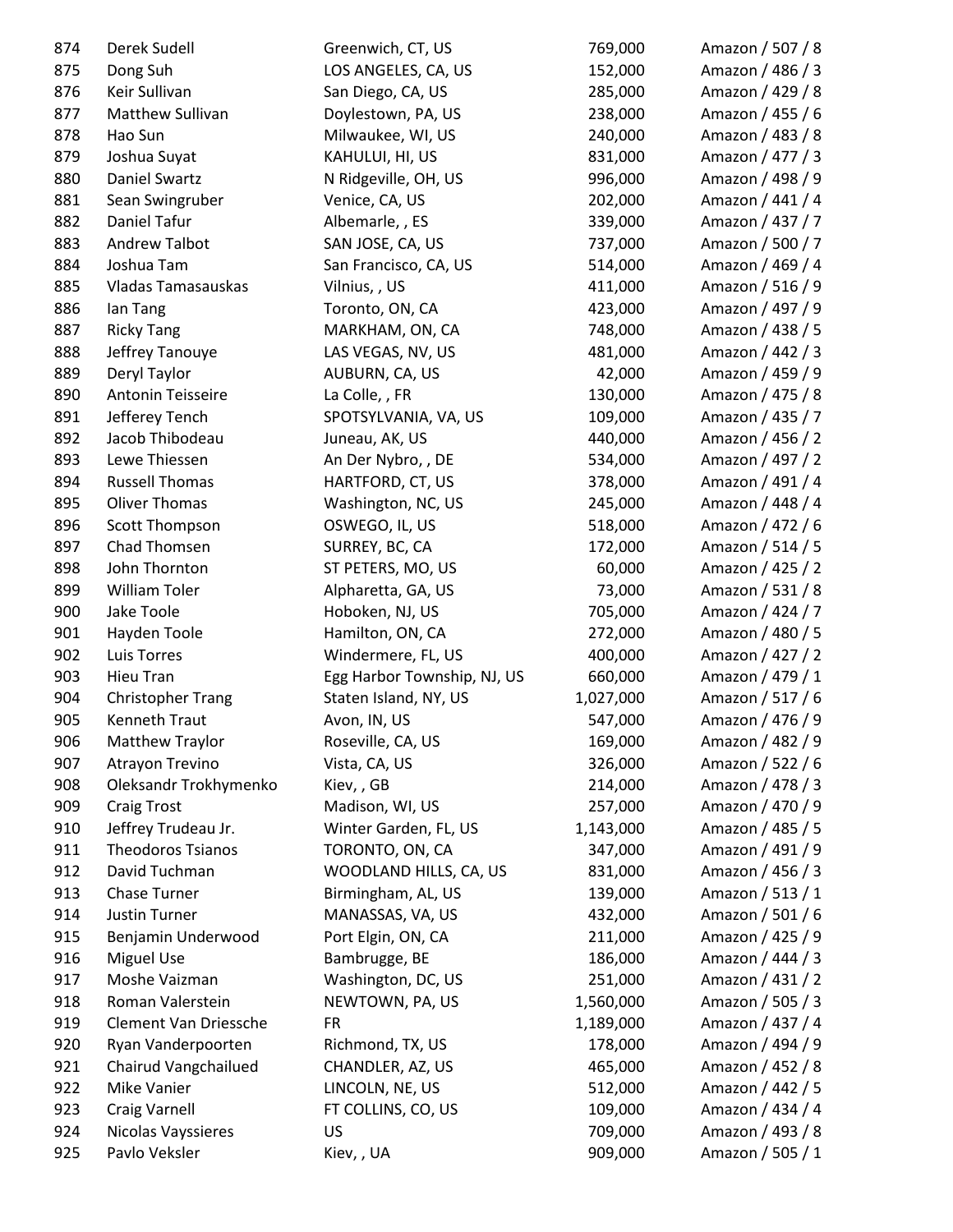| | | | | |
|---|---|---|---|---|
| 874 | Derek Sudell | Greenwich, CT, US | 769,000 | Amazon / 507 / 8 |
| 875 | Dong Suh | LOS ANGELES, CA, US | 152,000 | Amazon / 486 / 3 |
| 876 | Keir Sullivan | San Diego, CA, US | 285,000 | Amazon / 429 / 8 |
| 877 | Matthew Sullivan | Doylestown, PA, US | 238,000 | Amazon / 455 / 6 |
| 878 | Hao Sun | Milwaukee, WI, US | 240,000 | Amazon / 483 / 8 |
| 879 | Joshua Suyat | KAHULUI, HI, US | 831,000 | Amazon / 477 / 3 |
| 880 | Daniel Swartz | N Ridgeville, OH, US | 996,000 | Amazon / 498 / 9 |
| 881 | Sean Swingruber | Venice, CA, US | 202,000 | Amazon / 441 / 4 |
| 882 | Daniel Tafur | Albemarle, , ES | 339,000 | Amazon / 437 / 7 |
| 883 | Andrew Talbot | SAN JOSE, CA, US | 737,000 | Amazon / 500 / 7 |
| 884 | Joshua Tam | San Francisco, CA, US | 514,000 | Amazon / 469 / 4 |
| 885 | Vladas Tamasauskas | Vilnius, , US | 411,000 | Amazon / 516 / 9 |
| 886 | Ian Tang | Toronto, ON, CA | 423,000 | Amazon / 497 / 9 |
| 887 | Ricky Tang | MARKHAM, ON, CA | 748,000 | Amazon / 438 / 5 |
| 888 | Jeffrey Tanouye | LAS VEGAS, NV, US | 481,000 | Amazon / 442 / 3 |
| 889 | Deryl Taylor | AUBURN, CA, US | 42,000 | Amazon / 459 / 9 |
| 890 | Antonin Teisseire | La Colle, , FR | 130,000 | Amazon / 475 / 8 |
| 891 | Jefferey Tench | SPOTSYLVANIA, VA, US | 109,000 | Amazon / 435 / 7 |
| 892 | Jacob Thibodeau | Juneau, AK, US | 440,000 | Amazon / 456 / 2 |
| 893 | Lewe Thiessen | An Der Nybro, , DE | 534,000 | Amazon / 497 / 2 |
| 894 | Russell Thomas | HARTFORD, CT, US | 378,000 | Amazon / 491 / 4 |
| 895 | Oliver Thomas | Washington, NC, US | 245,000 | Amazon / 448 / 4 |
| 896 | Scott Thompson | OSWEGO, IL, US | 518,000 | Amazon / 472 / 6 |
| 897 | Chad Thomsen | SURREY, BC, CA | 172,000 | Amazon / 514 / 5 |
| 898 | John Thornton | ST PETERS, MO, US | 60,000 | Amazon / 425 / 2 |
| 899 | William Toler | Alpharetta, GA, US | 73,000 | Amazon / 531 / 8 |
| 900 | Jake Toole | Hoboken, NJ, US | 705,000 | Amazon / 424 / 7 |
| 901 | Hayden Toole | Hamilton, ON, CA | 272,000 | Amazon / 480 / 5 |
| 902 | Luis Torres | Windermere, FL, US | 400,000 | Amazon / 427 / 2 |
| 903 | Hieu Tran | Egg Harbor Township, NJ, US | 660,000 | Amazon / 479 / 1 |
| 904 | Christopher Trang | Staten Island, NY, US | 1,027,000 | Amazon / 517 / 6 |
| 905 | Kenneth Traut | Avon, IN, US | 547,000 | Amazon / 476 / 9 |
| 906 | Matthew Traylor | Roseville, CA, US | 169,000 | Amazon / 482 / 9 |
| 907 | Atrayon Trevino | Vista, CA, US | 326,000 | Amazon / 522 / 6 |
| 908 | Oleksandr Trokhymenko | Kiev, , GB | 214,000 | Amazon / 478 / 3 |
| 909 | Craig Trost | Madison, WI, US | 257,000 | Amazon / 470 / 9 |
| 910 | Jeffrey Trudeau Jr. | Winter Garden, FL, US | 1,143,000 | Amazon / 485 / 5 |
| 911 | Theodoros Tsianos | TORONTO, ON, CA | 347,000 | Amazon / 491 / 9 |
| 912 | David Tuchman | WOODLAND HILLS, CA, US | 831,000 | Amazon / 456 / 3 |
| 913 | Chase Turner | Birmingham, AL, US | 139,000 | Amazon / 513 / 1 |
| 914 | Justin Turner | MANASSAS, VA, US | 432,000 | Amazon / 501 / 6 |
| 915 | Benjamin Underwood | Port Elgin, ON, CA | 211,000 | Amazon / 425 / 9 |
| 916 | Miguel Use | Bambrugge, BE | 186,000 | Amazon / 444 / 3 |
| 917 | Moshe Vaizman | Washington, DC, US | 251,000 | Amazon / 431 / 2 |
| 918 | Roman Valerstein | NEWTOWN, PA, US | 1,560,000 | Amazon / 505 / 3 |
| 919 | Clement Van Driessche | FR | 1,189,000 | Amazon / 437 / 4 |
| 920 | Ryan Vanderpoorten | Richmond, TX, US | 178,000 | Amazon / 494 / 9 |
| 921 | Chairud Vangchailued | CHANDLER, AZ, US | 465,000 | Amazon / 452 / 8 |
| 922 | Mike Vanier | LINCOLN, NE, US | 512,000 | Amazon / 442 / 5 |
| 923 | Craig Varnell | FT COLLINS, CO, US | 109,000 | Amazon / 434 / 4 |
| 924 | Nicolas Vayssieres | US | 709,000 | Amazon / 493 / 8 |
| 925 | Pavlo Veksler | Kiev, , UA | 909,000 | Amazon / 505 / 1 |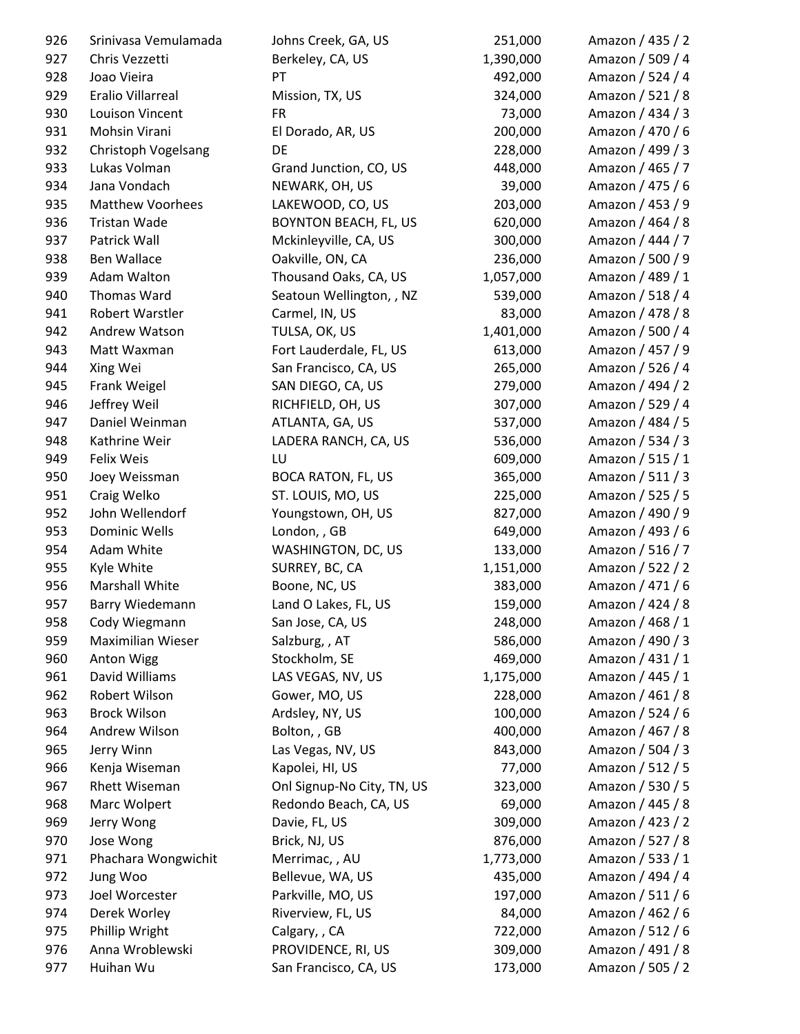| | | | | |
|---|---|---|---|---|
| 926 | Srinivasa Vemulamada | Johns Creek, GA, US | 251,000 | Amazon / 435 / 2 |
| 927 | Chris Vezzetti | Berkeley, CA, US | 1,390,000 | Amazon / 509 / 4 |
| 928 | Joao Vieira | PT | 492,000 | Amazon / 524 / 4 |
| 929 | Eralio Villarreal | Mission, TX, US | 324,000 | Amazon / 521 / 8 |
| 930 | Louison Vincent | FR | 73,000 | Amazon / 434 / 3 |
| 931 | Mohsin Virani | El Dorado, AR, US | 200,000 | Amazon / 470 / 6 |
| 932 | Christoph Vogelsang | DE | 228,000 | Amazon / 499 / 3 |
| 933 | Lukas Volman | Grand Junction, CO, US | 448,000 | Amazon / 465 / 7 |
| 934 | Jana Vondach | NEWARK, OH, US | 39,000 | Amazon / 475 / 6 |
| 935 | Matthew Voorhees | LAKEWOOD, CO, US | 203,000 | Amazon / 453 / 9 |
| 936 | Tristan Wade | BOYNTON BEACH, FL, US | 620,000 | Amazon / 464 / 8 |
| 937 | Patrick Wall | Mckinleyville, CA, US | 300,000 | Amazon / 444 / 7 |
| 938 | Ben Wallace | Oakville, ON, CA | 236,000 | Amazon / 500 / 9 |
| 939 | Adam Walton | Thousand Oaks, CA, US | 1,057,000 | Amazon / 489 / 1 |
| 940 | Thomas Ward | Seatoun Wellington, , NZ | 539,000 | Amazon / 518 / 4 |
| 941 | Robert Warstler | Carmel, IN, US | 83,000 | Amazon / 478 / 8 |
| 942 | Andrew Watson | TULSA, OK, US | 1,401,000 | Amazon / 500 / 4 |
| 943 | Matt Waxman | Fort Lauderdale, FL, US | 613,000 | Amazon / 457 / 9 |
| 944 | Xing Wei | San Francisco, CA, US | 265,000 | Amazon / 526 / 4 |
| 945 | Frank Weigel | SAN DIEGO, CA, US | 279,000 | Amazon / 494 / 2 |
| 946 | Jeffrey Weil | RICHFIELD, OH, US | 307,000 | Amazon / 529 / 4 |
| 947 | Daniel Weinman | ATLANTA, GA, US | 537,000 | Amazon / 484 / 5 |
| 948 | Kathrine Weir | LADERA RANCH, CA, US | 536,000 | Amazon / 534 / 3 |
| 949 | Felix Weis | LU | 609,000 | Amazon / 515 / 1 |
| 950 | Joey Weissman | BOCA RATON, FL, US | 365,000 | Amazon / 511 / 3 |
| 951 | Craig Welko | ST. LOUIS, MO, US | 225,000 | Amazon / 525 / 5 |
| 952 | John Wellendorf | Youngstown, OH, US | 827,000 | Amazon / 490 / 9 |
| 953 | Dominic Wells | London, , GB | 649,000 | Amazon / 493 / 6 |
| 954 | Adam White | WASHINGTON, DC, US | 133,000 | Amazon / 516 / 7 |
| 955 | Kyle White | SURREY, BC, CA | 1,151,000 | Amazon / 522 / 2 |
| 956 | Marshall White | Boone, NC, US | 383,000 | Amazon / 471 / 6 |
| 957 | Barry Wiedemann | Land O Lakes, FL, US | 159,000 | Amazon / 424 / 8 |
| 958 | Cody Wiegmann | San Jose, CA, US | 248,000 | Amazon / 468 / 1 |
| 959 | Maximilian Wieser | Salzburg, , AT | 586,000 | Amazon / 490 / 3 |
| 960 | Anton Wigg | Stockholm, SE | 469,000 | Amazon / 431 / 1 |
| 961 | David Williams | LAS VEGAS, NV, US | 1,175,000 | Amazon / 445 / 1 |
| 962 | Robert Wilson | Gower, MO, US | 228,000 | Amazon / 461 / 8 |
| 963 | Brock Wilson | Ardsley, NY, US | 100,000 | Amazon / 524 / 6 |
| 964 | Andrew Wilson | Bolton, , GB | 400,000 | Amazon / 467 / 8 |
| 965 | Jerry Winn | Las Vegas, NV, US | 843,000 | Amazon / 504 / 3 |
| 966 | Kenja Wiseman | Kapolei, HI, US | 77,000 | Amazon / 512 / 5 |
| 967 | Rhett Wiseman | Onl Signup-No City, TN, US | 323,000 | Amazon / 530 / 5 |
| 968 | Marc Wolpert | Redondo Beach, CA, US | 69,000 | Amazon / 445 / 8 |
| 969 | Jerry Wong | Davie, FL, US | 309,000 | Amazon / 423 / 2 |
| 970 | Jose Wong | Brick, NJ, US | 876,000 | Amazon / 527 / 8 |
| 971 | Phachara Wongwichit | Merrimac, , AU | 1,773,000 | Amazon / 533 / 1 |
| 972 | Jung Woo | Bellevue, WA, US | 435,000 | Amazon / 494 / 4 |
| 973 | Joel Worcester | Parkville, MO, US | 197,000 | Amazon / 511 / 6 |
| 974 | Derek Worley | Riverview, FL, US | 84,000 | Amazon / 462 / 6 |
| 975 | Phillip Wright | Calgary, , CA | 722,000 | Amazon / 512 / 6 |
| 976 | Anna Wroblewski | PROVIDENCE, RI, US | 309,000 | Amazon / 491 / 8 |
| 977 | Huihan Wu | San Francisco, CA, US | 173,000 | Amazon / 505 / 2 |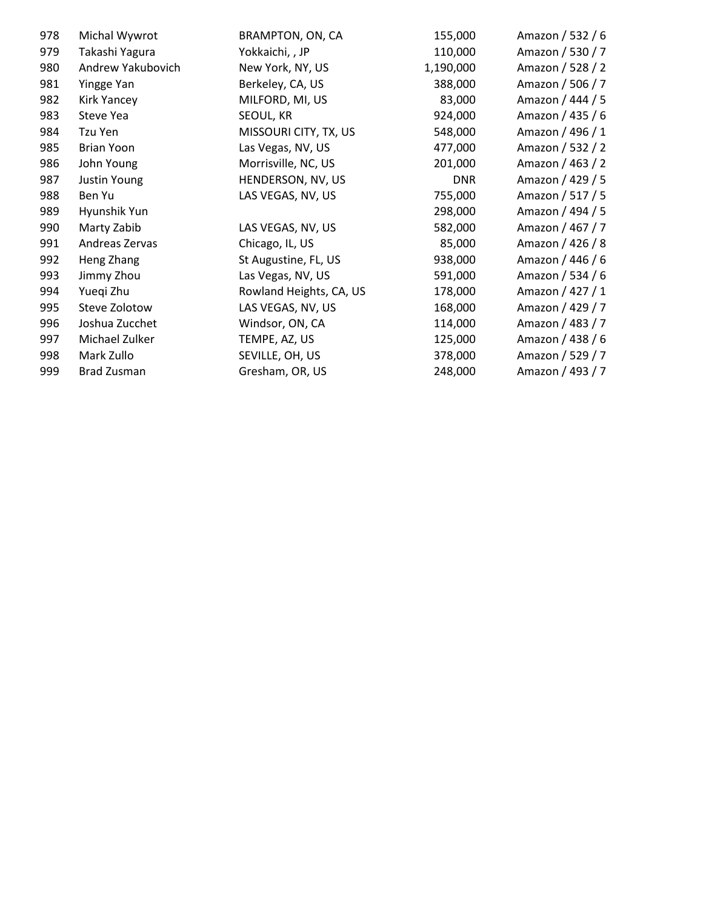| | | | | |
|---|---|---|---|---|
| 978 | Michal Wywrot | BRAMPTON, ON, CA | 155,000 | Amazon / 532 / 6 |
| 979 | Takashi Yagura | Yokkaichi, , JP | 110,000 | Amazon / 530 / 7 |
| 980 | Andrew Yakubovich | New York, NY, US | 1,190,000 | Amazon / 528 / 2 |
| 981 | Yingge Yan | Berkeley, CA, US | 388,000 | Amazon / 506 / 7 |
| 982 | Kirk Yancey | MILFORD, MI, US | 83,000 | Amazon / 444 / 5 |
| 983 | Steve Yea | SEOUL, KR | 924,000 | Amazon / 435 / 6 |
| 984 | Tzu Yen | MISSOURI CITY, TX, US | 548,000 | Amazon / 496 / 1 |
| 985 | Brian Yoon | Las Vegas, NV, US | 477,000 | Amazon / 532 / 2 |
| 986 | John Young | Morrisville, NC, US | 201,000 | Amazon / 463 / 2 |
| 987 | Justin Young | HENDERSON, NV, US | DNR | Amazon / 429 / 5 |
| 988 | Ben Yu | LAS VEGAS, NV, US | 755,000 | Amazon / 517 / 5 |
| 989 | Hyunshik Yun | | 298,000 | Amazon / 494 / 5 |
| 990 | Marty Zabib | LAS VEGAS, NV, US | 582,000 | Amazon / 467 / 7 |
| 991 | Andreas Zervas | Chicago, IL, US | 85,000 | Amazon / 426 / 8 |
| 992 | Heng Zhang | St Augustine, FL, US | 938,000 | Amazon / 446 / 6 |
| 993 | Jimmy Zhou | Las Vegas, NV, US | 591,000 | Amazon / 534 / 6 |
| 994 | Yueqi Zhu | Rowland Heights, CA, US | 178,000 | Amazon / 427 / 1 |
| 995 | Steve Zolotow | LAS VEGAS, NV, US | 168,000 | Amazon / 429 / 7 |
| 996 | Joshua Zucchet | Windsor, ON, CA | 114,000 | Amazon / 483 / 7 |
| 997 | Michael Zulker | TEMPE, AZ, US | 125,000 | Amazon / 438 / 6 |
| 998 | Mark Zullo | SEVILLE, OH, US | 378,000 | Amazon / 529 / 7 |
| 999 | Brad Zusman | Gresham, OR, US | 248,000 | Amazon / 493 / 7 |